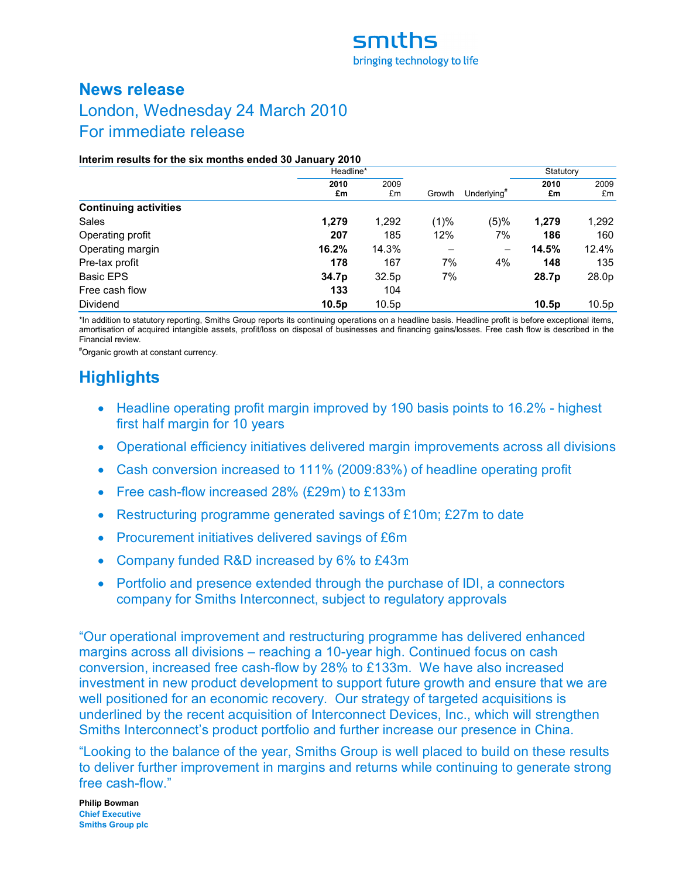smiths

bringing technology to life

# News release

## London, Wednesday 24 March 2010

## For immediate release

**Interim results for the six months ended 30 January 2010**

| | Headline* | | | | Statutory | |
|---|---|---|---|---|---|---|
| | **2010 £m** | 2009 £m | Growth | Underlying# | **2010 £m** | 2009 £m |
| **Continuing activities** | | | | | | |
| Sales | **1,279** | 1,292 | (1)% | (5)% | **1,279** | 1,292 |
| Operating profit | **207** | 185 | 12% | 7% | **186** | 160 |
| Operating margin | **16.2%** | 14.3% | – | – | **14.5%** | 12.4% |
| Pre-tax profit | **178** | 167 | 7% | 4% | **148** | 135 |
| Basic EPS | **34.7p** | 32.5p | 7% | | **28.7p** | 28.0p |
| Free cash flow | **133** | 104 | | | | |
| Dividend | **10.5p** | 10.5p | | | **10.5p** | 10.5p |

*In addition to statutory reporting, Smiths Group reports its continuing operations on a headline basis. Headline profit is before exceptional items, amortisation of acquired intangible assets, profit/loss on disposal of businesses and financing gains/losses. Free cash flow is described in the Financial review.

#Organic growth at constant currency.

# Highlights

- Headline operating profit margin improved by 190 basis points to 16.2% - highest first half margin for 10 years
- Operational efficiency initiatives delivered margin improvements across all divisions
- Cash conversion increased to 111% (2009:83%) of headline operating profit
- Free cash-flow increased 28% (£29m) to £133m
- Restructuring programme generated savings of £10m; £27m to date
- Procurement initiatives delivered savings of £6m
- Company funded R&D increased by 6% to £43m
- Portfolio and presence extended through the purchase of IDI, a connectors company for Smiths Interconnect, subject to regulatory approvals

"Our operational improvement and restructuring programme has delivered enhanced margins across all divisions – reaching a 10-year high. Continued focus on cash conversion, increased free cash-flow by 28% to £133m. We have also increased investment in new product development to support future growth and ensure that we are well positioned for an economic recovery. Our strategy of targeted acquisitions is underlined by the recent acquisition of Interconnect Devices, Inc., which will strengthen Smiths Interconnect's product portfolio and further increase our presence in China.

"Looking to the balance of the year, Smiths Group is well placed to build on these results to deliver further improvement in margins and returns while continuing to generate strong free cash-flow."

**Philip Bowman**
**Chief Executive**
**Smiths Group plc**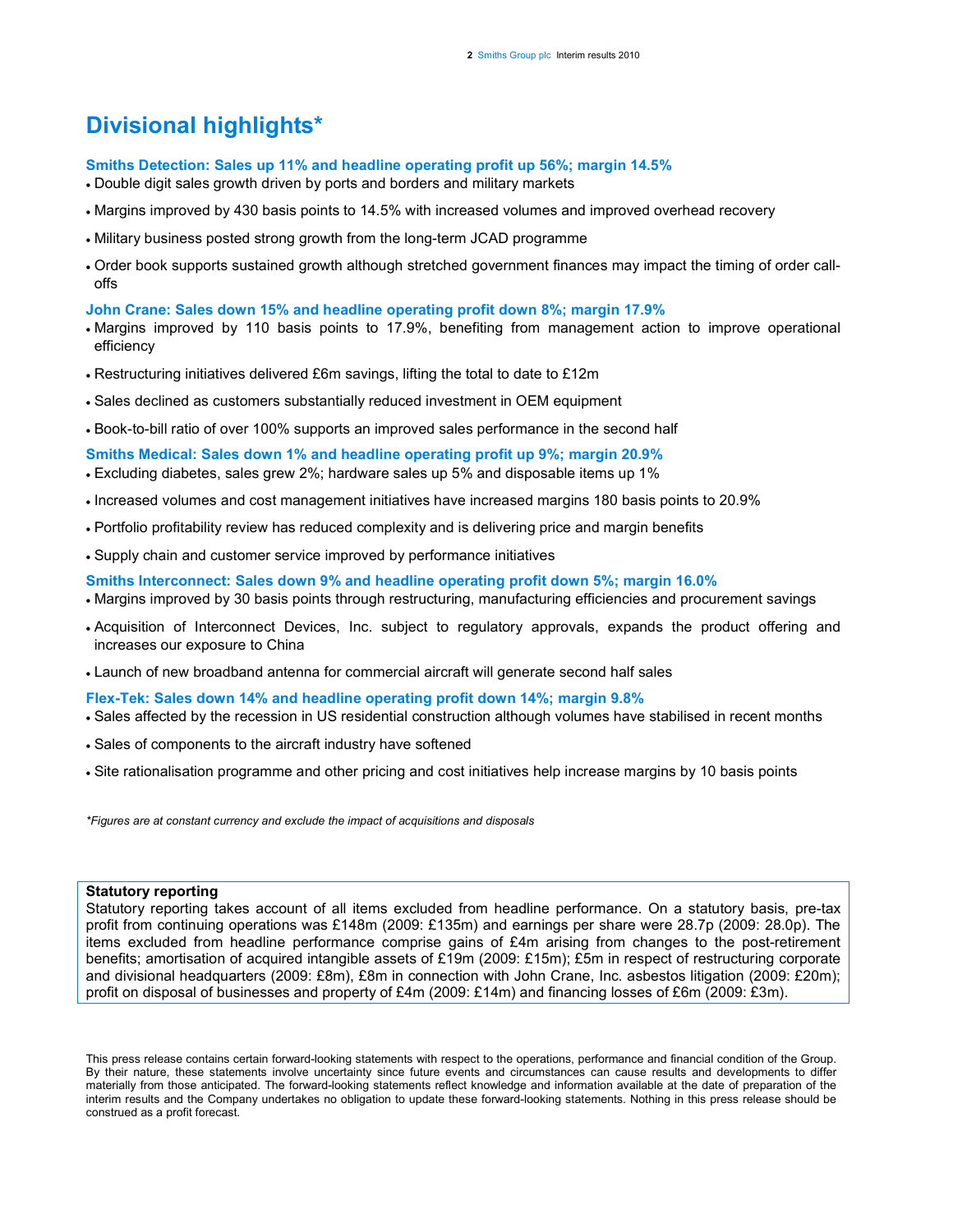# Divisional highlights*

### Smiths Detection: Sales up 11% and headline operating profit up 56%; margin 14.5%

- Double digit sales growth driven by ports and borders and military markets
- Margins improved by 430 basis points to 14.5% with increased volumes and improved overhead recovery
- Military business posted strong growth from the long-term JCAD programme
- Order book supports sustained growth although stretched government finances may impact the timing of order call-offs

### John Crane: Sales down 15% and headline operating profit down 8%; margin 17.9%

- Margins improved by 110 basis points to 17.9%, benefiting from management action to improve operational efficiency
- Restructuring initiatives delivered £6m savings, lifting the total to date to £12m
- Sales declined as customers substantially reduced investment in OEM equipment
- Book-to-bill ratio of over 100% supports an improved sales performance in the second half

### Smiths Medical: Sales down 1% and headline operating profit up 9%; margin 20.9%

- Excluding diabetes, sales grew 2%; hardware sales up 5% and disposable items up 1%
- Increased volumes and cost management initiatives have increased margins 180 basis points to 20.9%
- Portfolio profitability review has reduced complexity and is delivering price and margin benefits
- Supply chain and customer service improved by performance initiatives

### Smiths Interconnect: Sales down 9% and headline operating profit down 5%; margin 16.0%

- Margins improved by 30 basis points through restructuring, manufacturing efficiencies and procurement savings
- Acquisition of Interconnect Devices, Inc. subject to regulatory approvals, expands the product offering and increases our exposure to China
- Launch of new broadband antenna for commercial aircraft will generate second half sales

### Flex-Tek: Sales down 14% and headline operating profit down 14%; margin 9.8%

- Sales affected by the recession in US residential construction although volumes have stabilised in recent months
- Sales of components to the aircraft industry have softened
- Site rationalisation programme and other pricing and cost initiatives help increase margins by 10 basis points

*\*Figures are at constant currency and exclude the impact of acquisitions and disposals*

**Statutory reporting**

Statutory reporting takes account of all items excluded from headline performance. On a statutory basis, pre-tax profit from continuing operations was £148m (2009: £135m) and earnings per share were 28.7p (2009: 28.0p). The items excluded from headline performance comprise gains of £4m arising from changes to the post-retirement benefits; amortisation of acquired intangible assets of £19m (2009: £15m); £5m in respect of restructuring corporate and divisional headquarters (2009: £8m), £8m in connection with John Crane, Inc. asbestos litigation (2009: £20m); profit on disposal of businesses and property of £4m (2009: £14m) and financing losses of £6m (2009: £3m).

This press release contains certain forward-looking statements with respect to the operations, performance and financial condition of the Group. By their nature, these statements involve uncertainty since future events and circumstances can cause results and developments to differ materially from those anticipated. The forward-looking statements reflect knowledge and information available at the date of preparation of the interim results and the Company undertakes no obligation to update these forward-looking statements. Nothing in this press release should be construed as a profit forecast.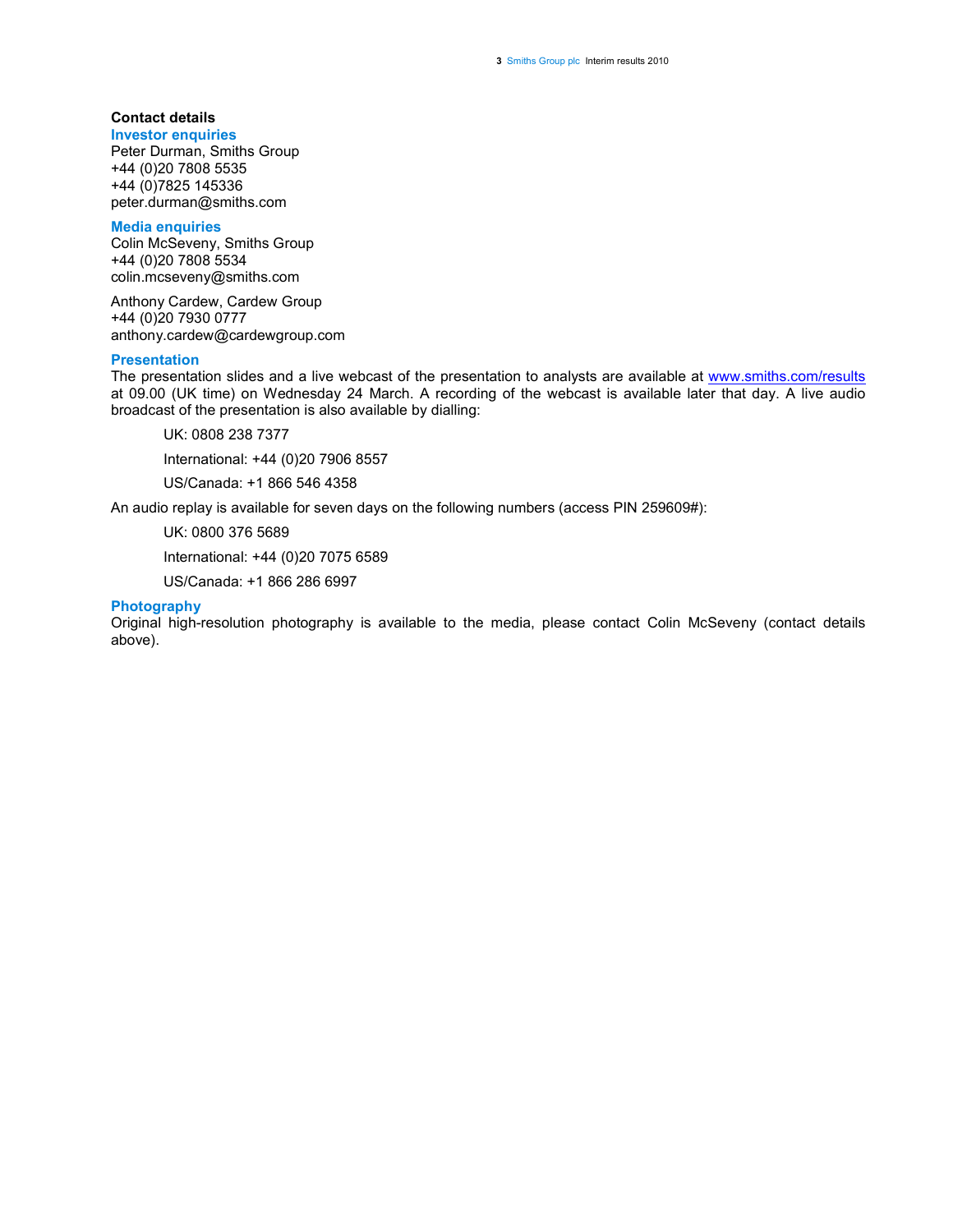## Contact details

### Investor enquiries

Peter Durman, Smiths Group
+44 (0)20 7808 5535
+44 (0)7825 145336
peter.durman@smiths.com

### Media enquiries

Colin McSeveny, Smiths Group
+44 (0)20 7808 5534
colin.mcseveny@smiths.com

Anthony Cardew, Cardew Group
+44 (0)20 7930 0777
anthony.cardew@cardewgroup.com

### Presentation

The presentation slides and a live webcast of the presentation to analysts are available at www.smiths.com/results at 09.00 (UK time) on Wednesday 24 March. A recording of the webcast is available later that day. A live audio broadcast of the presentation is also available by dialling:

UK: 0808 238 7377

International: +44 (0)20 7906 8557

US/Canada: +1 866 546 4358

An audio replay is available for seven days on the following numbers (access PIN 259609#):

UK: 0800 376 5689

International: +44 (0)20 7075 6589

US/Canada: +1 866 286 6997

### Photography

Original high-resolution photography is available to the media, please contact Colin McSeveny (contact details above).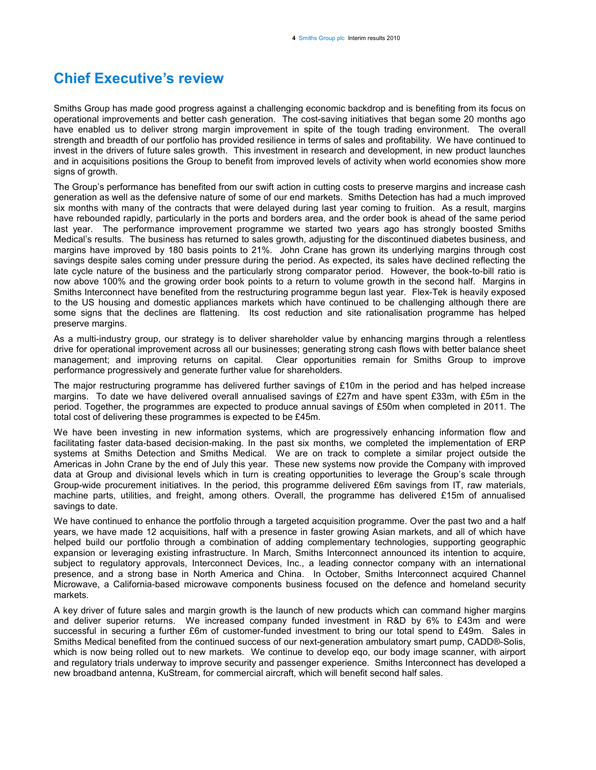# Chief Executive's review

Smiths Group has made good progress against a challenging economic backdrop and is benefiting from its focus on operational improvements and better cash generation. The cost-saving initiatives that began some 20 months ago have enabled us to deliver strong margin improvement in spite of the tough trading environment. The overall strength and breadth of our portfolio has provided resilience in terms of sales and profitability. We have continued to invest in the drivers of future sales growth. This investment in research and development, in new product launches and in acquisitions positions the Group to benefit from improved levels of activity when world economies show more signs of growth.

The Group's performance has benefited from our swift action in cutting costs to preserve margins and increase cash generation as well as the defensive nature of some of our end markets. Smiths Detection has had a much improved six months with many of the contracts that were delayed during last year coming to fruition. As a result, margins have rebounded rapidly, particularly in the ports and borders area, and the order book is ahead of the same period last year. The performance improvement programme we started two years ago has strongly boosted Smiths Medical's results. The business has returned to sales growth, adjusting for the discontinued diabetes business, and margins have improved by 180 basis points to 21%. John Crane has grown its underlying margins through cost savings despite sales coming under pressure during the period. As expected, its sales have declined reflecting the late cycle nature of the business and the particularly strong comparator period. However, the book-to-bill ratio is now above 100% and the growing order book points to a return to volume growth in the second half. Margins in Smiths Interconnect have benefited from the restructuring programme begun last year. Flex-Tek is heavily exposed to the US housing and domestic appliances markets which have continued to be challenging although there are some signs that the declines are flattening. Its cost reduction and site rationalisation programme has helped preserve margins.

As a multi-industry group, our strategy is to deliver shareholder value by enhancing margins through a relentless drive for operational improvement across all our businesses; generating strong cash flows with better balance sheet management; and improving returns on capital. Clear opportunities remain for Smiths Group to improve performance progressively and generate further value for shareholders.

The major restructuring programme has delivered further savings of £10m in the period and has helped increase margins. To date we have delivered overall annualised savings of £27m and have spent £33m, with £5m in the period. Together, the programmes are expected to produce annual savings of £50m when completed in 2011. The total cost of delivering these programmes is expected to be £45m.

We have been investing in new information systems, which are progressively enhancing information flow and facilitating faster data-based decision-making. In the past six months, we completed the implementation of ERP systems at Smiths Detection and Smiths Medical. We are on track to complete a similar project outside the Americas in John Crane by the end of July this year. These new systems now provide the Company with improved data at Group and divisional levels which in turn is creating opportunities to leverage the Group's scale through Group-wide procurement initiatives. In the period, this programme delivered £6m savings from IT, raw materials, machine parts, utilities, and freight, among others. Overall, the programme has delivered £15m of annualised savings to date.

We have continued to enhance the portfolio through a targeted acquisition programme. Over the past two and a half years, we have made 12 acquisitions, half with a presence in faster growing Asian markets, and all of which have helped build our portfolio through a combination of adding complementary technologies, supporting geographic expansion or leveraging existing infrastructure. In March, Smiths Interconnect announced its intention to acquire, subject to regulatory approvals, Interconnect Devices, Inc., a leading connector company with an international presence, and a strong base in North America and China. In October, Smiths Interconnect acquired Channel Microwave, a California-based microwave components business focused on the defence and homeland security markets.

A key driver of future sales and margin growth is the launch of new products which can command higher margins and deliver superior returns. We increased company funded investment in R&D by 6% to £43m and were successful in securing a further £6m of customer-funded investment to bring our total spend to £49m. Sales in Smiths Medical benefited from the continued success of our next-generation ambulatory smart pump, CADD®-Solis, which is now being rolled out to new markets. We continue to develop eqo, our body image scanner, with airport and regulatory trials underway to improve security and passenger experience. Smiths Interconnect has developed a new broadband antenna, KuStream, for commercial aircraft, which will benefit second half sales.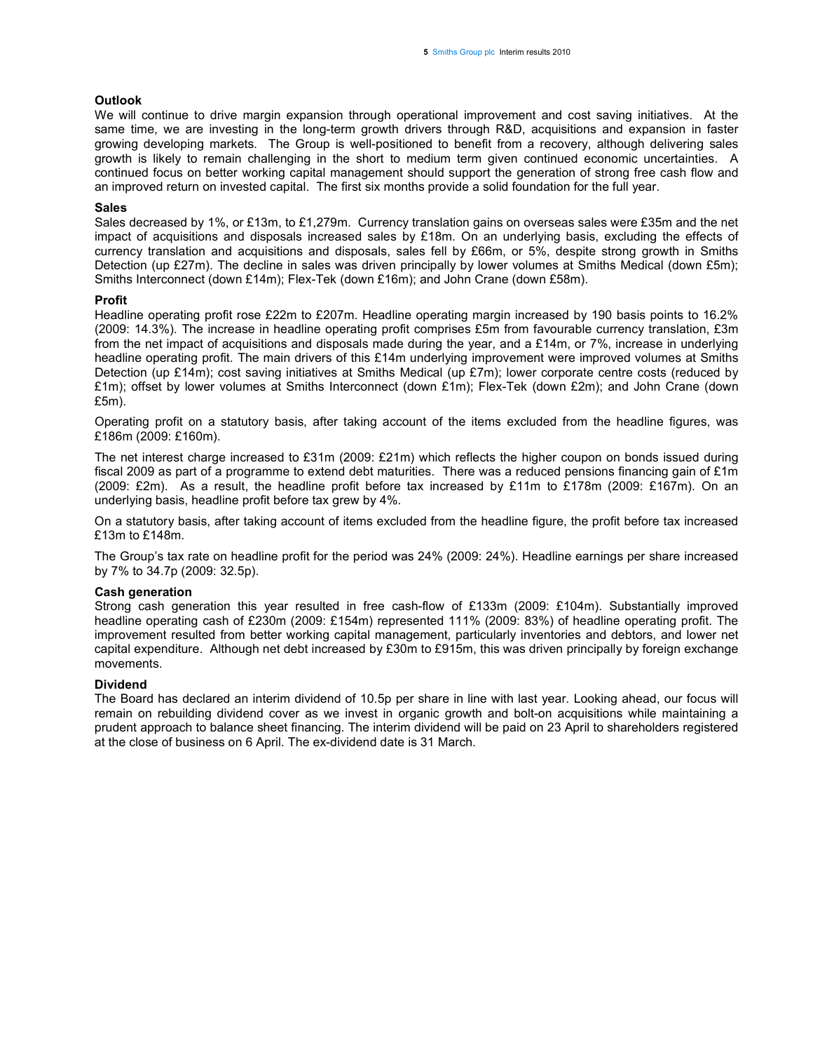### Outlook

We will continue to drive margin expansion through operational improvement and cost saving initiatives. At the same time, we are investing in the long-term growth drivers through R&D, acquisitions and expansion in faster growing developing markets. The Group is well-positioned to benefit from a recovery, although delivering sales growth is likely to remain challenging in the short to medium term given continued economic uncertainties. A continued focus on better working capital management should support the generation of strong free cash flow and an improved return on invested capital. The first six months provide a solid foundation for the full year.

### Sales

Sales decreased by 1%, or £13m, to £1,279m. Currency translation gains on overseas sales were £35m and the net impact of acquisitions and disposals increased sales by £18m. On an underlying basis, excluding the effects of currency translation and acquisitions and disposals, sales fell by £66m, or 5%, despite strong growth in Smiths Detection (up £27m). The decline in sales was driven principally by lower volumes at Smiths Medical (down £5m); Smiths Interconnect (down £14m); Flex-Tek (down £16m); and John Crane (down £58m).

### Profit

Headline operating profit rose £22m to £207m. Headline operating margin increased by 190 basis points to 16.2% (2009: 14.3%). The increase in headline operating profit comprises £5m from favourable currency translation, £3m from the net impact of acquisitions and disposals made during the year, and a £14m, or 7%, increase in underlying headline operating profit. The main drivers of this £14m underlying improvement were improved volumes at Smiths Detection (up £14m); cost saving initiatives at Smiths Medical (up £7m); lower corporate centre costs (reduced by £1m); offset by lower volumes at Smiths Interconnect (down £1m); Flex-Tek (down £2m); and John Crane (down £5m).

Operating profit on a statutory basis, after taking account of the items excluded from the headline figures, was £186m (2009: £160m).

The net interest charge increased to £31m (2009: £21m) which reflects the higher coupon on bonds issued during fiscal 2009 as part of a programme to extend debt maturities. There was a reduced pensions financing gain of £1m (2009: £2m). As a result, the headline profit before tax increased by £11m to £178m (2009: £167m). On an underlying basis, headline profit before tax grew by 4%.

On a statutory basis, after taking account of items excluded from the headline figure, the profit before tax increased £13m to £148m.

The Group's tax rate on headline profit for the period was 24% (2009: 24%). Headline earnings per share increased by 7% to 34.7p (2009: 32.5p).

### Cash generation

Strong cash generation this year resulted in free cash-flow of £133m (2009: £104m). Substantially improved headline operating cash of £230m (2009: £154m) represented 111% (2009: 83%) of headline operating profit. The improvement resulted from better working capital management, particularly inventories and debtors, and lower net capital expenditure. Although net debt increased by £30m to £915m, this was driven principally by foreign exchange movements.

### Dividend

The Board has declared an interim dividend of 10.5p per share in line with last year. Looking ahead, our focus will remain on rebuilding dividend cover as we invest in organic growth and bolt-on acquisitions while maintaining a prudent approach to balance sheet financing. The interim dividend will be paid on 23 April to shareholders registered at the close of business on 6 April. The ex-dividend date is 31 March.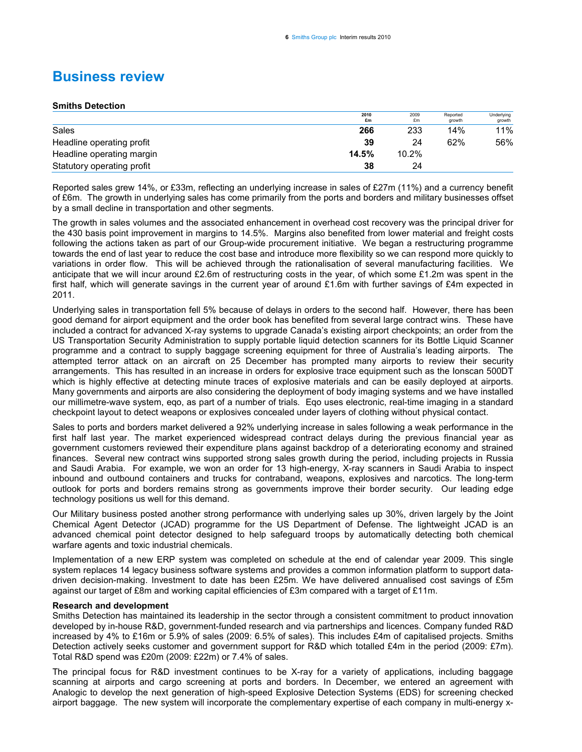# Business review

### Smiths Detection

| | 2010 £m | 2009 £m | Reported growth | Underlying growth |
|---|---|---|---|---|
| Sales | **266** | 233 | 14% | 11% |
| Headline operating profit | **39** | 24 | 62% | 56% |
| Headline operating margin | **14.5%** | 10.2% | | |
| Statutory operating profit | **38** | 24 | | |

Reported sales grew 14%, or £33m, reflecting an underlying increase in sales of £27m (11%) and a currency benefit of £6m. The growth in underlying sales has come primarily from the ports and borders and military businesses offset by a small decline in transportation and other segments.

The growth in sales volumes and the associated enhancement in overhead cost recovery was the principal driver for the 430 basis point improvement in margins to 14.5%. Margins also benefited from lower material and freight costs following the actions taken as part of our Group-wide procurement initiative. We began a restructuring programme towards the end of last year to reduce the cost base and introduce more flexibility so we can respond more quickly to variations in order flow. This will be achieved through the rationalisation of several manufacturing facilities. We anticipate that we will incur around £2.6m of restructuring costs in the year, of which some £1.2m was spent in the first half, which will generate savings in the current year of around £1.6m with further savings of £4m expected in 2011.

Underlying sales in transportation fell 5% because of delays in orders to the second half. However, there has been good demand for airport equipment and the order book has benefited from several large contract wins. These have included a contract for advanced X-ray systems to upgrade Canada's existing airport checkpoints; an order from the US Transportation Security Administration to supply portable liquid detection scanners for its Bottle Liquid Scanner programme and a contract to supply baggage screening equipment for three of Australia's leading airports. The attempted terror attack on an aircraft on 25 December has prompted many airports to review their security arrangements. This has resulted in an increase in orders for explosive trace equipment such as the Ionscan 500DT which is highly effective at detecting minute traces of explosive materials and can be easily deployed at airports. Many governments and airports are also considering the deployment of body imaging systems and we have installed our millimetre-wave system, eqo, as part of a number of trials. Eqo uses electronic, real-time imaging in a standard checkpoint layout to detect weapons or explosives concealed under layers of clothing without physical contact.

Sales to ports and borders market delivered a 92% underlying increase in sales following a weak performance in the first half last year. The market experienced widespread contract delays during the previous financial year as government customers reviewed their expenditure plans against backdrop of a deteriorating economy and strained finances. Several new contract wins supported strong sales growth during the period, including projects in Russia and Saudi Arabia. For example, we won an order for 13 high-energy, X-ray scanners in Saudi Arabia to inspect inbound and outbound containers and trucks for contraband, weapons, explosives and narcotics. The long-term outlook for ports and borders remains strong as governments improve their border security. Our leading edge technology positions us well for this demand.

Our Military business posted another strong performance with underlying sales up 30%, driven largely by the Joint Chemical Agent Detector (JCAD) programme for the US Department of Defense. The lightweight JCAD is an advanced chemical point detector designed to help safeguard troops by automatically detecting both chemical warfare agents and toxic industrial chemicals.

Implementation of a new ERP system was completed on schedule at the end of calendar year 2009. This single system replaces 14 legacy business software systems and provides a common information platform to support data-driven decision-making. Investment to date has been £25m. We have delivered annualised cost savings of £5m against our target of £8m and working capital efficiencies of £3m compared with a target of £11m.

**Research and development**

Smiths Detection has maintained its leadership in the sector through a consistent commitment to product innovation developed by in-house R&D, government-funded research and via partnerships and licences. Company funded R&D increased by 4% to £16m or 5.9% of sales (2009: 6.5% of sales). This includes £4m of capitalised projects. Smiths Detection actively seeks customer and government support for R&D which totalled £4m in the period (2009: £7m). Total R&D spend was £20m (2009: £22m) or 7.4% of sales.

The principal focus for R&D investment continues to be X-ray for a variety of applications, including baggage scanning at airports and cargo screening at ports and borders. In December, we entered an agreement with Analogic to develop the next generation of high-speed Explosive Detection Systems (EDS) for screening checked airport baggage. The new system will incorporate the complementary expertise of each company in multi-energy x-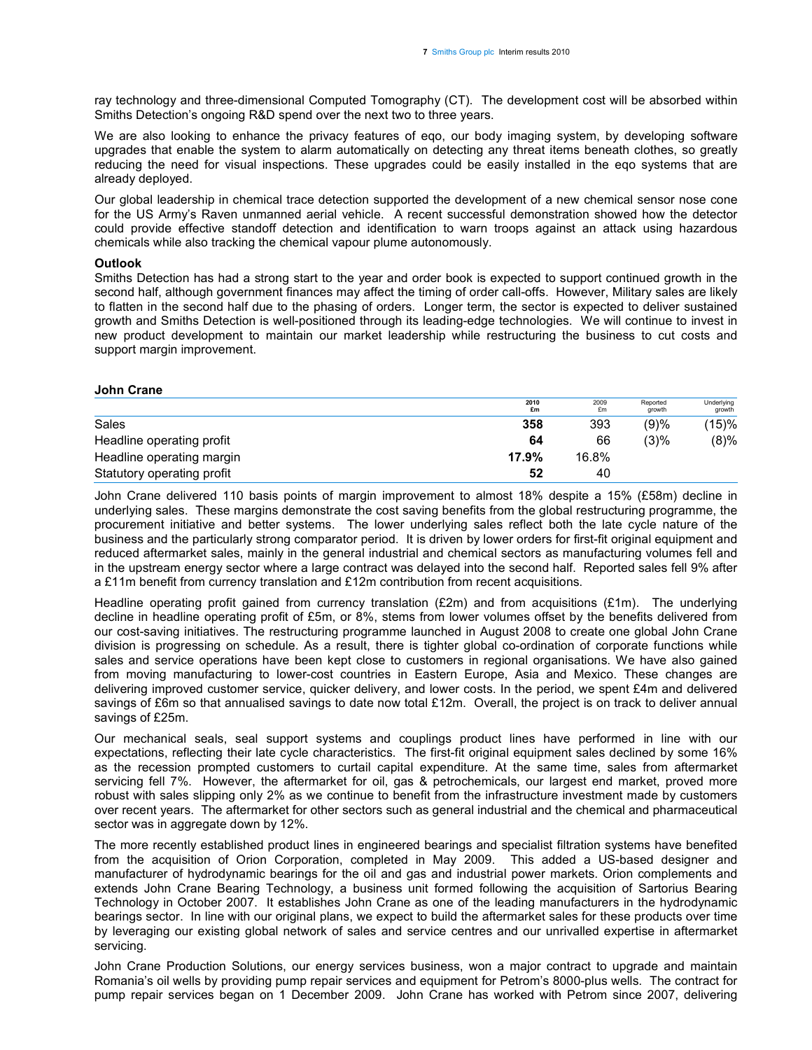ray technology and three-dimensional Computed Tomography (CT). The development cost will be absorbed within Smiths Detection's ongoing R&D spend over the next two to three years.

We are also looking to enhance the privacy features of eqo, our body imaging system, by developing software upgrades that enable the system to alarm automatically on detecting any threat items beneath clothes, so greatly reducing the need for visual inspections. These upgrades could be easily installed in the eqo systems that are already deployed.

Our global leadership in chemical trace detection supported the development of a new chemical sensor nose cone for the US Army's Raven unmanned aerial vehicle. A recent successful demonstration showed how the detector could provide effective standoff detection and identification to warn troops against an attack using hazardous chemicals while also tracking the chemical vapour plume autonomously.

**Outlook**

Smiths Detection has had a strong start to the year and order book is expected to support continued growth in the second half, although government finances may affect the timing of order call-offs. However, Military sales are likely to flatten in the second half due to the phasing of orders. Longer term, the sector is expected to deliver sustained growth and Smiths Detection is well-positioned through its leading-edge technologies. We will continue to invest in new product development to maintain our market leadership while restructuring the business to cut costs and support margin improvement.

**John Crane**

| | 2010 £m | 2009 £m | Reported growth | Underlying growth |
|---|---|---|---|---|
| Sales | **358** | 393 | (9)% | (15)% |
| Headline operating profit | **64** | 66 | (3)% | (8)% |
| Headline operating margin | **17.9%** | 16.8% | | |
| Statutory operating profit | **52** | 40 | | |

John Crane delivered 110 basis points of margin improvement to almost 18% despite a 15% (£58m) decline in underlying sales. These margins demonstrate the cost saving benefits from the global restructuring programme, the procurement initiative and better systems. The lower underlying sales reflect both the late cycle nature of the business and the particularly strong comparator period. It is driven by lower orders for first-fit original equipment and reduced aftermarket sales, mainly in the general industrial and chemical sectors as manufacturing volumes fell and in the upstream energy sector where a large contract was delayed into the second half. Reported sales fell 9% after a £11m benefit from currency translation and £12m contribution from recent acquisitions.

Headline operating profit gained from currency translation (£2m) and from acquisitions (£1m). The underlying decline in headline operating profit of £5m, or 8%, stems from lower volumes offset by the benefits delivered from our cost-saving initiatives. The restructuring programme launched in August 2008 to create one global John Crane division is progressing on schedule. As a result, there is tighter global co-ordination of corporate functions while sales and service operations have been kept close to customers in regional organisations. We have also gained from moving manufacturing to lower-cost countries in Eastern Europe, Asia and Mexico. These changes are delivering improved customer service, quicker delivery, and lower costs. In the period, we spent £4m and delivered savings of £6m so that annualised savings to date now total £12m. Overall, the project is on track to deliver annual savings of £25m.

Our mechanical seals, seal support systems and couplings product lines have performed in line with our expectations, reflecting their late cycle characteristics. The first-fit original equipment sales declined by some 16% as the recession prompted customers to curtail capital expenditure. At the same time, sales from aftermarket servicing fell 7%. However, the aftermarket for oil, gas & petrochemicals, our largest end market, proved more robust with sales slipping only 2% as we continue to benefit from the infrastructure investment made by customers over recent years. The aftermarket for other sectors such as general industrial and the chemical and pharmaceutical sector was in aggregate down by 12%.

The more recently established product lines in engineered bearings and specialist filtration systems have benefited from the acquisition of Orion Corporation, completed in May 2009. This added a US-based designer and manufacturer of hydrodynamic bearings for the oil and gas and industrial power markets. Orion complements and extends John Crane Bearing Technology, a business unit formed following the acquisition of Sartorius Bearing Technology in October 2007. It establishes John Crane as one of the leading manufacturers in the hydrodynamic bearings sector. In line with our original plans, we expect to build the aftermarket sales for these products over time by leveraging our existing global network of sales and service centres and our unrivalled expertise in aftermarket servicing.

John Crane Production Solutions, our energy services business, won a major contract to upgrade and maintain Romania's oil wells by providing pump repair services and equipment for Petrom's 8000-plus wells. The contract for pump repair services began on 1 December 2009. John Crane has worked with Petrom since 2007, delivering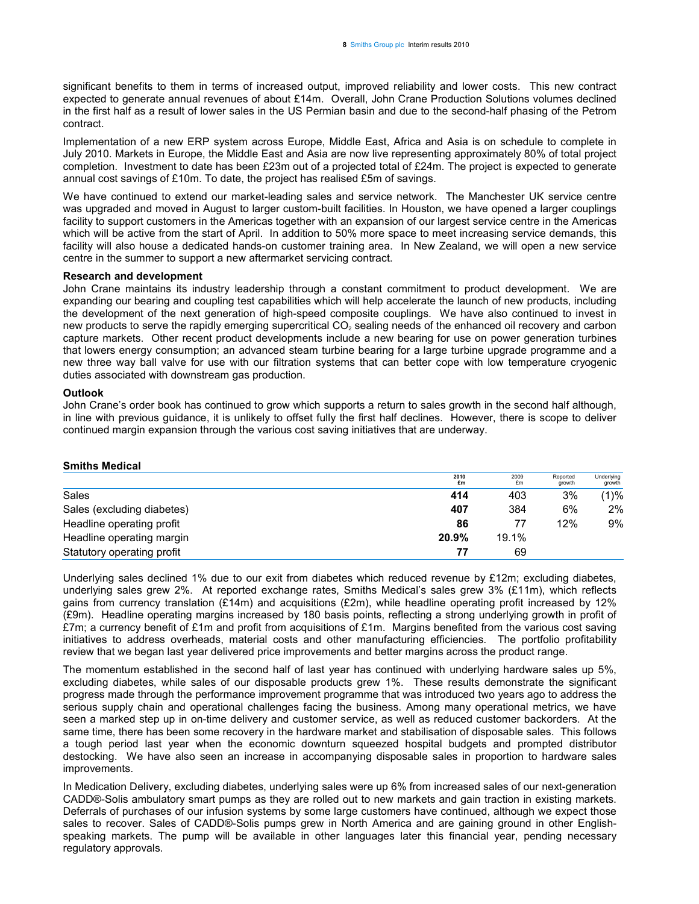significant benefits to them in terms of increased output, improved reliability and lower costs. This new contract expected to generate annual revenues of about £14m. Overall, John Crane Production Solutions volumes declined in the first half as a result of lower sales in the US Permian basin and due to the second-half phasing of the Petrom contract.

Implementation of a new ERP system across Europe, Middle East, Africa and Asia is on schedule to complete in July 2010. Markets in Europe, the Middle East and Asia are now live representing approximately 80% of total project completion. Investment to date has been £23m out of a projected total of £24m. The project is expected to generate annual cost savings of £10m. To date, the project has realised £5m of savings.

We have continued to extend our market-leading sales and service network. The Manchester UK service centre was upgraded and moved in August to larger custom-built facilities. In Houston, we have opened a larger couplings facility to support customers in the Americas together with an expansion of our largest service centre in the Americas which will be active from the start of April. In addition to 50% more space to meet increasing service demands, this facility will also house a dedicated hands-on customer training area. In New Zealand, we will open a new service centre in the summer to support a new aftermarket servicing contract.

**Research and development**

John Crane maintains its industry leadership through a constant commitment to product development. We are expanding our bearing and coupling test capabilities which will help accelerate the launch of new products, including the development of the next generation of high-speed composite couplings. We have also continued to invest in new products to serve the rapidly emerging supercritical $CO_2$ sealing needs of the enhanced oil recovery and carbon capture markets. Other recent product developments include a new bearing for use on power generation turbines that lowers energy consumption; an advanced steam turbine bearing for a large turbine upgrade programme and a new three way ball valve for use with our filtration systems that can better cope with low temperature cryogenic duties associated with downstream gas production.

**Outlook**

John Crane's order book has continued to grow which supports a return to sales growth in the second half although, in line with previous guidance, it is unlikely to offset fully the first half declines. However, there is scope to deliver continued margin expansion through the various cost saving initiatives that are underway.

**Smiths Medical**

| | **2010 £m** | 2009 £m | Reported growth | Underlying growth |
|---|---|---|---|---|
| Sales | **414** | 403 | 3% | (1)% |
| Sales (excluding diabetes) | **407** | 384 | 6% | 2% |
| Headline operating profit | **86** | 77 | 12% | 9% |
| Headline operating margin | **20.9%** | 19.1% | | |
| Statutory operating profit | **77** | 69 | | |

Underlying sales declined 1% due to our exit from diabetes which reduced revenue by £12m; excluding diabetes, underlying sales grew 2%. At reported exchange rates, Smiths Medical's sales grew 3% (£11m), which reflects gains from currency translation (£14m) and acquisitions (£2m), while headline operating profit increased by 12% (£9m). Headline operating margins increased by 180 basis points, reflecting a strong underlying growth in profit of £7m; a currency benefit of £1m and profit from acquisitions of £1m. Margins benefited from the various cost saving initiatives to address overheads, material costs and other manufacturing efficiencies. The portfolio profitability review that we began last year delivered price improvements and better margins across the product range.

The momentum established in the second half of last year has continued with underlying hardware sales up 5%, excluding diabetes, while sales of our disposable products grew 1%. These results demonstrate the significant progress made through the performance improvement programme that was introduced two years ago to address the serious supply chain and operational challenges facing the business. Among many operational metrics, we have seen a marked step up in on-time delivery and customer service, as well as reduced customer backorders. At the same time, there has been some recovery in the hardware market and stabilisation of disposable sales. This follows a tough period last year when the economic downturn squeezed hospital budgets and prompted distributor destocking. We have also seen an increase in accompanying disposable sales in proportion to hardware sales improvements.

In Medication Delivery, excluding diabetes, underlying sales were up 6% from increased sales of our next-generation CADD®-Solis ambulatory smart pumps as they are rolled out to new markets and gain traction in existing markets. Deferrals of purchases of our infusion systems by some large customers have continued, although we expect those sales to recover. Sales of CADD®-Solis pumps grew in North America and are gaining ground in other English-speaking markets. The pump will be available in other languages later this financial year, pending necessary regulatory approvals.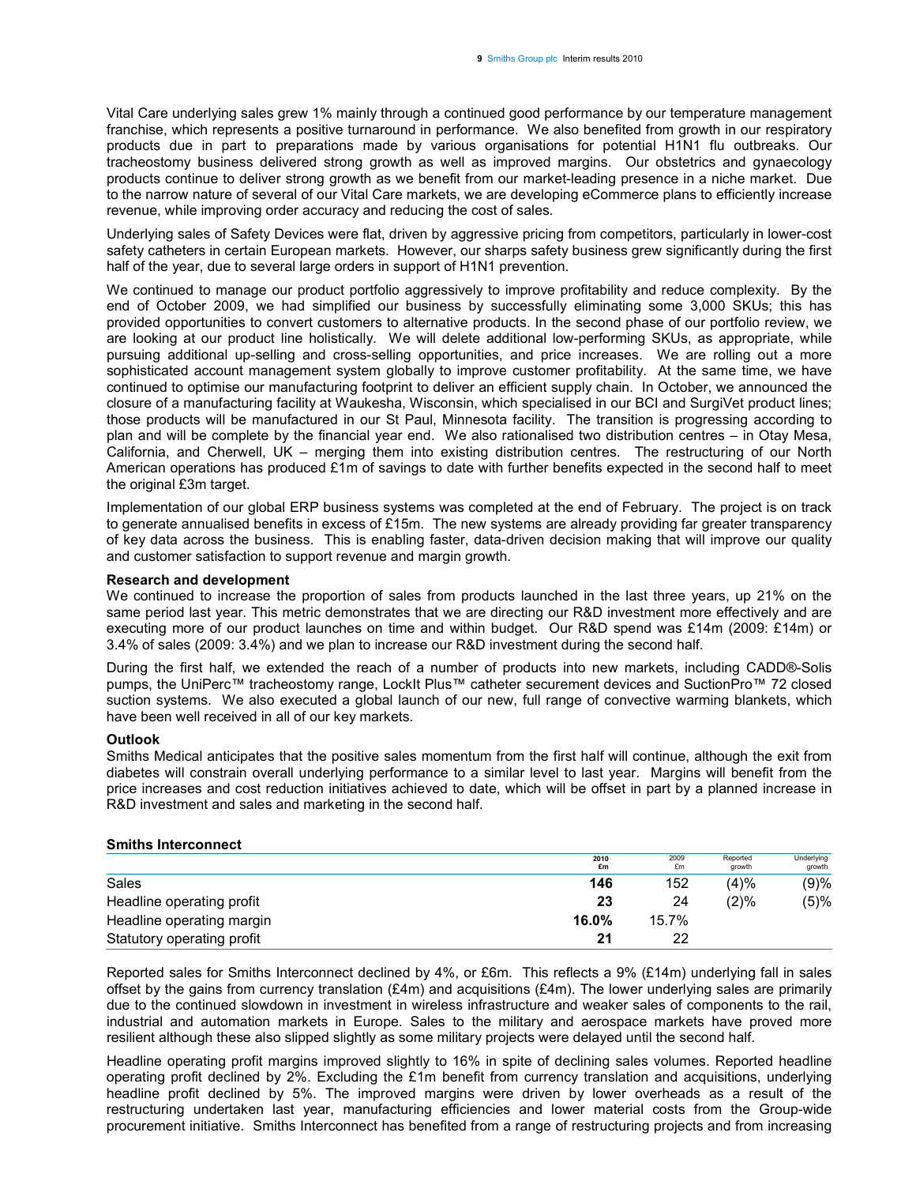Vital Care underlying sales grew 1% mainly through a continued good performance by our temperature management franchise, which represents a positive turnaround in performance. We also benefited from growth in our respiratory products due in part to preparations made by various organisations for potential H1N1 flu outbreaks. Our tracheostomy business delivered strong growth as well as improved margins. Our obstetrics and gynaecology products continue to deliver strong growth as we benefit from our market-leading presence in a niche market. Due to the narrow nature of several of our Vital Care markets, we are developing eCommerce plans to efficiently increase revenue, while improving order accuracy and reducing the cost of sales.

Underlying sales of Safety Devices were flat, driven by aggressive pricing from competitors, particularly in lower-cost safety catheters in certain European markets. However, our sharps safety business grew significantly during the first half of the year, due to several large orders in support of H1N1 prevention.

We continued to manage our product portfolio aggressively to improve profitability and reduce complexity. By the end of October 2009, we had simplified our business by successfully eliminating some 3,000 SKUs; this has provided opportunities to convert customers to alternative products. In the second phase of our portfolio review, we are looking at our product line holistically. We will delete additional low-performing SKUs, as appropriate, while pursuing additional up-selling and cross-selling opportunities, and price increases. We are rolling out a more sophisticated account management system globally to improve customer profitability. At the same time, we have continued to optimise our manufacturing footprint to deliver an efficient supply chain. In October, we announced the closure of a manufacturing facility at Waukesha, Wisconsin, which specialised in our BCI and SurgiVet product lines; those products will be manufactured in our St Paul, Minnesota facility. The transition is progressing according to plan and will be complete by the financial year end. We also rationalised two distribution centres – in Otay Mesa, California, and Cherwell, UK – merging them into existing distribution centres. The restructuring of our North American operations has produced £1m of savings to date with further benefits expected in the second half to meet the original £3m target.

Implementation of our global ERP business systems was completed at the end of February. The project is on track to generate annualised benefits in excess of £15m. The new systems are already providing far greater transparency of key data across the business. This is enabling faster, data-driven decision making that will improve our quality and customer satisfaction to support revenue and margin growth.

**Research and development**

We continued to increase the proportion of sales from products launched in the last three years, up 21% on the same period last year. This metric demonstrates that we are directing our R&D investment more effectively and are executing more of our product launches on time and within budget. Our R&D spend was £14m (2009: £14m) or 3.4% of sales (2009: 3.4%) and we plan to increase our R&D investment during the second half.

During the first half, we extended the reach of a number of products into new markets, including CADD®-Solis pumps, the UniPerc™ tracheostomy range, LockIt Plus™ catheter securement devices and SuctionPro™ 72 closed suction systems. We also executed a global launch of our new, full range of convective warming blankets, which have been well received in all of our key markets.

**Outlook**

Smiths Medical anticipates that the positive sales momentum from the first half will continue, although the exit from diabetes will constrain overall underlying performance to a similar level to last year. Margins will benefit from the price increases and cost reduction initiatives achieved to date, which will be offset in part by a planned increase in R&D investment and sales and marketing in the second half.

**Smiths Interconnect**

| | 2010 £m | 2009 £m | Reported growth | Underlying growth |
|---|---|---|---|---|
| Sales | **146** | 152 | (4)% | (9)% |
| Headline operating profit | **23** | 24 | (2)% | (5)% |
| Headline operating margin | **16.0%** | 15.7% | | |
| Statutory operating profit | **21** | 22 | | |

Reported sales for Smiths Interconnect declined by 4%, or £6m. This reflects a 9% (£14m) underlying fall in sales offset by the gains from currency translation (£4m) and acquisitions (£4m). The lower underlying sales are primarily due to the continued slowdown in investment in wireless infrastructure and weaker sales of components to the rail, industrial and automation markets in Europe. Sales to the military and aerospace markets have proved more resilient although these also slipped slightly as some military projects were delayed until the second half.

Headline operating profit margins improved slightly to 16% in spite of declining sales volumes. Reported headline operating profit declined by 2%. Excluding the £1m benefit from currency translation and acquisitions, underlying headline profit declined by 5%. The improved margins were driven by lower overheads as a result of the restructuring undertaken last year, manufacturing efficiencies and lower material costs from the Group-wide procurement initiative. Smiths Interconnect has benefited from a range of restructuring projects and from increasing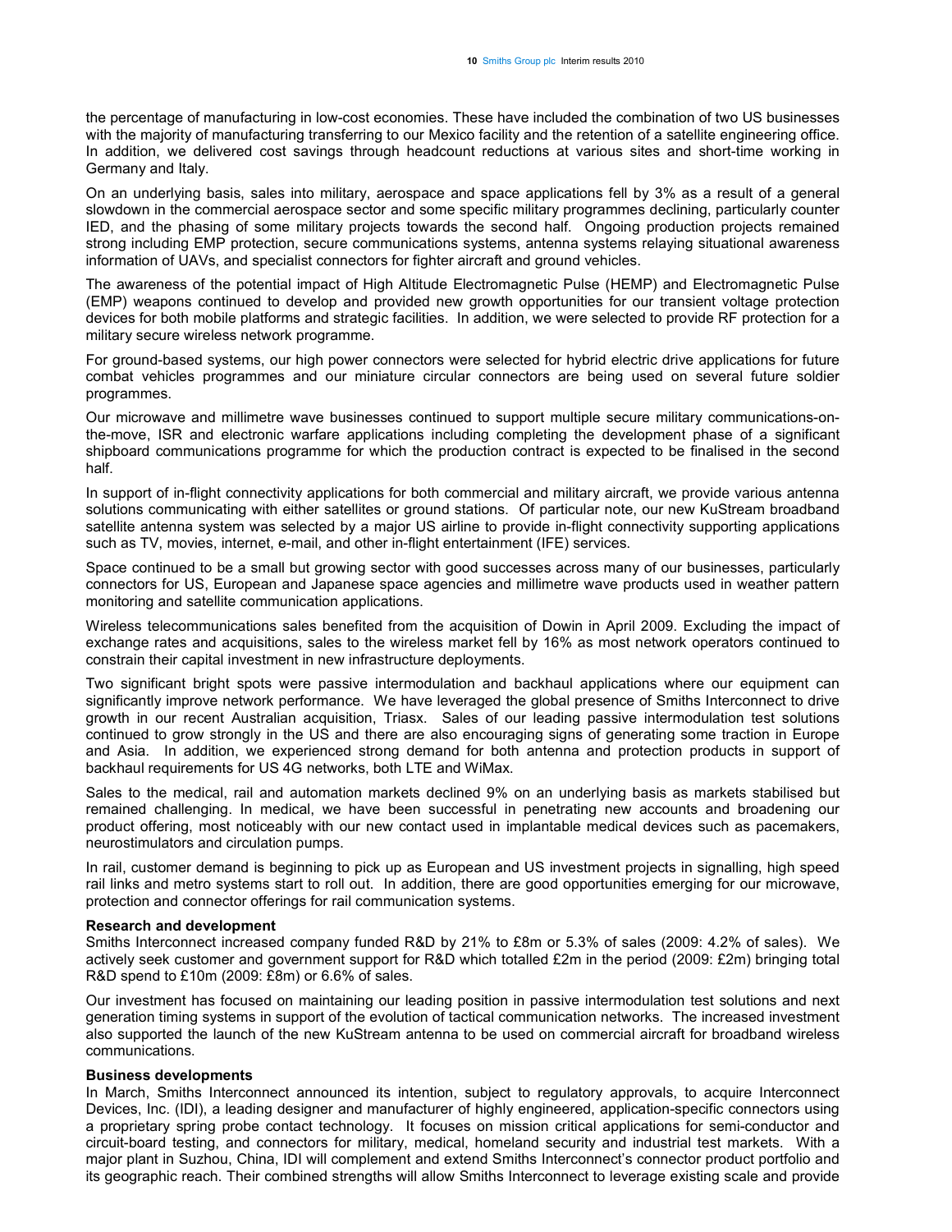the percentage of manufacturing in low-cost economies. These have included the combination of two US businesses with the majority of manufacturing transferring to our Mexico facility and the retention of a satellite engineering office. In addition, we delivered cost savings through headcount reductions at various sites and short-time working in Germany and Italy.

On an underlying basis, sales into military, aerospace and space applications fell by 3% as a result of a general slowdown in the commercial aerospace sector and some specific military programmes declining, particularly counter IED, and the phasing of some military projects towards the second half. Ongoing production projects remained strong including EMP protection, secure communications systems, antenna systems relaying situational awareness information of UAVs, and specialist connectors for fighter aircraft and ground vehicles.

The awareness of the potential impact of High Altitude Electromagnetic Pulse (HEMP) and Electromagnetic Pulse (EMP) weapons continued to develop and provided new growth opportunities for our transient voltage protection devices for both mobile platforms and strategic facilities. In addition, we were selected to provide RF protection for a military secure wireless network programme.

For ground-based systems, our high power connectors were selected for hybrid electric drive applications for future combat vehicles programmes and our miniature circular connectors are being used on several future soldier programmes.

Our microwave and millimetre wave businesses continued to support multiple secure military communications-on-the-move, ISR and electronic warfare applications including completing the development phase of a significant shipboard communications programme for which the production contract is expected to be finalised in the second half.

In support of in-flight connectivity applications for both commercial and military aircraft, we provide various antenna solutions communicating with either satellites or ground stations. Of particular note, our new KuStream broadband satellite antenna system was selected by a major US airline to provide in-flight connectivity supporting applications such as TV, movies, internet, e-mail, and other in-flight entertainment (IFE) services.

Space continued to be a small but growing sector with good successes across many of our businesses, particularly connectors for US, European and Japanese space agencies and millimetre wave products used in weather pattern monitoring and satellite communication applications.

Wireless telecommunications sales benefited from the acquisition of Dowin in April 2009. Excluding the impact of exchange rates and acquisitions, sales to the wireless market fell by 16% as most network operators continued to constrain their capital investment in new infrastructure deployments.

Two significant bright spots were passive intermodulation and backhaul applications where our equipment can significantly improve network performance. We have leveraged the global presence of Smiths Interconnect to drive growth in our recent Australian acquisition, Triasx. Sales of our leading passive intermodulation test solutions continued to grow strongly in the US and there are also encouraging signs of generating some traction in Europe and Asia. In addition, we experienced strong demand for both antenna and protection products in support of backhaul requirements for US 4G networks, both LTE and WiMax.

Sales to the medical, rail and automation markets declined 9% on an underlying basis as markets stabilised but remained challenging. In medical, we have been successful in penetrating new accounts and broadening our product offering, most noticeably with our new contact used in implantable medical devices such as pacemakers, neurostimulators and circulation pumps.

In rail, customer demand is beginning to pick up as European and US investment projects in signalling, high speed rail links and metro systems start to roll out. In addition, there are good opportunities emerging for our microwave, protection and connector offerings for rail communication systems.

**Research and development**

Smiths Interconnect increased company funded R&D by 21% to £8m or 5.3% of sales (2009: 4.2% of sales). We actively seek customer and government support for R&D which totalled £2m in the period (2009: £2m) bringing total R&D spend to £10m (2009: £8m) or 6.6% of sales.

Our investment has focused on maintaining our leading position in passive intermodulation test solutions and next generation timing systems in support of the evolution of tactical communication networks. The increased investment also supported the launch of the new KuStream antenna to be used on commercial aircraft for broadband wireless communications.

**Business developments**

In March, Smiths Interconnect announced its intention, subject to regulatory approvals, to acquire Interconnect Devices, Inc. (IDI), a leading designer and manufacturer of highly engineered, application-specific connectors using a proprietary spring probe contact technology. It focuses on mission critical applications for semi-conductor and circuit-board testing, and connectors for military, medical, homeland security and industrial test markets. With a major plant in Suzhou, China, IDI will complement and extend Smiths Interconnect's connector product portfolio and its geographic reach. Their combined strengths will allow Smiths Interconnect to leverage existing scale and provide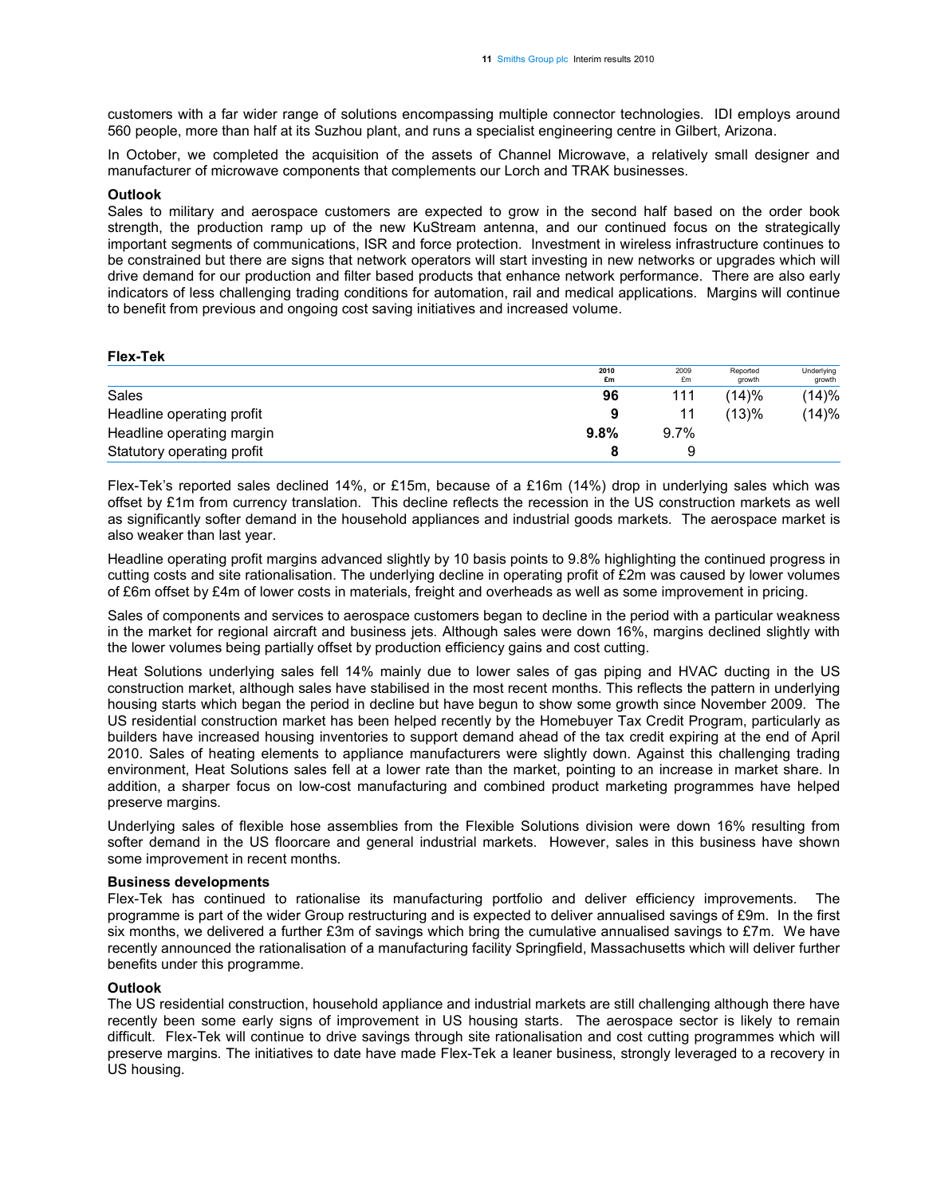customers with a far wider range of solutions encompassing multiple connector technologies. IDI employs around 560 people, more than half at its Suzhou plant, and runs a specialist engineering centre in Gilbert, Arizona.

In October, we completed the acquisition of the assets of Channel Microwave, a relatively small designer and manufacturer of microwave components that complements our Lorch and TRAK businesses.

**Outlook**

Sales to military and aerospace customers are expected to grow in the second half based on the order book strength, the production ramp up of the new KuStream antenna, and our continued focus on the strategically important segments of communications, ISR and force protection. Investment in wireless infrastructure continues to be constrained but there are signs that network operators will start investing in new networks or upgrades which will drive demand for our production and filter based products that enhance network performance. There are also early indicators of less challenging trading conditions for automation, rail and medical applications. Margins will continue to benefit from previous and ongoing cost saving initiatives and increased volume.

**Flex-Tek**

| | 2010 £m | 2009 £m | Reported growth | Underlying growth |
|---|---|---|---|---|
| Sales | **96** | 111 | (14)% | (14)% |
| Headline operating profit | **9** | 11 | (13)% | (14)% |
| Headline operating margin | **9.8%** | 9.7% | | |
| Statutory operating profit | **8** | 9 | | |

Flex-Tek's reported sales declined 14%, or £15m, because of a £16m (14%) drop in underlying sales which was offset by £1m from currency translation. This decline reflects the recession in the US construction markets as well as significantly softer demand in the household appliances and industrial goods markets. The aerospace market is also weaker than last year.

Headline operating profit margins advanced slightly by 10 basis points to 9.8% highlighting the continued progress in cutting costs and site rationalisation. The underlying decline in operating profit of £2m was caused by lower volumes of £6m offset by £4m of lower costs in materials, freight and overheads as well as some improvement in pricing.

Sales of components and services to aerospace customers began to decline in the period with a particular weakness in the market for regional aircraft and business jets. Although sales were down 16%, margins declined slightly with the lower volumes being partially offset by production efficiency gains and cost cutting.

Heat Solutions underlying sales fell 14% mainly due to lower sales of gas piping and HVAC ducting in the US construction market, although sales have stabilised in the most recent months. This reflects the pattern in underlying housing starts which began the period in decline but have begun to show some growth since November 2009. The US residential construction market has been helped recently by the Homebuyer Tax Credit Program, particularly as builders have increased housing inventories to support demand ahead of the tax credit expiring at the end of April 2010. Sales of heating elements to appliance manufacturers were slightly down. Against this challenging trading environment, Heat Solutions sales fell at a lower rate than the market, pointing to an increase in market share. In addition, a sharper focus on low-cost manufacturing and combined product marketing programmes have helped preserve margins.

Underlying sales of flexible hose assemblies from the Flexible Solutions division were down 16% resulting from softer demand in the US floorcare and general industrial markets. However, sales in this business have shown some improvement in recent months.

**Business developments**

Flex-Tek has continued to rationalise its manufacturing portfolio and deliver efficiency improvements. The programme is part of the wider Group restructuring and is expected to deliver annualised savings of £9m. In the first six months, we delivered a further £3m of savings which bring the cumulative annualised savings to £7m. We have recently announced the rationalisation of a manufacturing facility Springfield, Massachusetts which will deliver further benefits under this programme.

**Outlook**

The US residential construction, household appliance and industrial markets are still challenging although there have recently been some early signs of improvement in US housing starts. The aerospace sector is likely to remain difficult. Flex-Tek will continue to drive savings through site rationalisation and cost cutting programmes which will preserve margins. The initiatives to date have made Flex-Tek a leaner business, strongly leveraged to a recovery in US housing.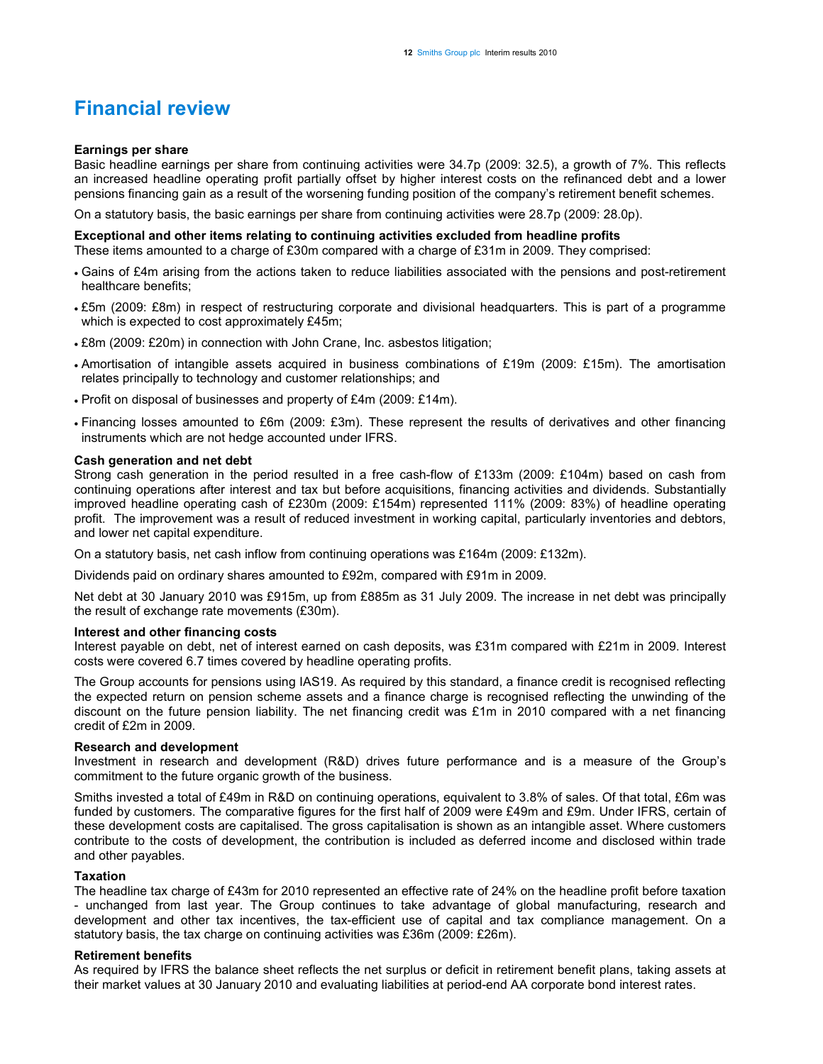# Financial review

### Earnings per share

Basic headline earnings per share from continuing activities were 34.7p (2009: 32.5), a growth of 7%. This reflects an increased headline operating profit partially offset by higher interest costs on the refinanced debt and a lower pensions financing gain as a result of the worsening funding position of the company's retirement benefit schemes.

On a statutory basis, the basic earnings per share from continuing activities were 28.7p (2009: 28.0p).

### Exceptional and other items relating to continuing activities excluded from headline profits

These items amounted to a charge of £30m compared with a charge of £31m in 2009. They comprised:

- Gains of £4m arising from the actions taken to reduce liabilities associated with the pensions and post-retirement healthcare benefits;
- £5m (2009: £8m) in respect of restructuring corporate and divisional headquarters. This is part of a programme which is expected to cost approximately £45m;
- £8m (2009: £20m) in connection with John Crane, Inc. asbestos litigation;
- Amortisation of intangible assets acquired in business combinations of £19m (2009: £15m). The amortisation relates principally to technology and customer relationships; and
- Profit on disposal of businesses and property of £4m (2009: £14m).
- Financing losses amounted to £6m (2009: £3m). These represent the results of derivatives and other financing instruments which are not hedge accounted under IFRS.

### Cash generation and net debt

Strong cash generation in the period resulted in a free cash-flow of £133m (2009: £104m) based on cash from continuing operations after interest and tax but before acquisitions, financing activities and dividends. Substantially improved headline operating cash of £230m (2009: £154m) represented 111% (2009: 83%) of headline operating profit. The improvement was a result of reduced investment in working capital, particularly inventories and debtors, and lower net capital expenditure.

On a statutory basis, net cash inflow from continuing operations was £164m (2009: £132m).

Dividends paid on ordinary shares amounted to £92m, compared with £91m in 2009.

Net debt at 30 January 2010 was £915m, up from £885m as 31 July 2009. The increase in net debt was principally the result of exchange rate movements (£30m).

### Interest and other financing costs

Interest payable on debt, net of interest earned on cash deposits, was £31m compared with £21m in 2009. Interest costs were covered 6.7 times covered by headline operating profits.

The Group accounts for pensions using IAS19. As required by this standard, a finance credit is recognised reflecting the expected return on pension scheme assets and a finance charge is recognised reflecting the unwinding of the discount on the future pension liability. The net financing credit was £1m in 2010 compared with a net financing credit of £2m in 2009.

### Research and development

Investment in research and development (R&D) drives future performance and is a measure of the Group's commitment to the future organic growth of the business.

Smiths invested a total of £49m in R&D on continuing operations, equivalent to 3.8% of sales. Of that total, £6m was funded by customers. The comparative figures for the first half of 2009 were £49m and £9m. Under IFRS, certain of these development costs are capitalised. The gross capitalisation is shown as an intangible asset. Where customers contribute to the costs of development, the contribution is included as deferred income and disclosed within trade and other payables.

### Taxation

The headline tax charge of £43m for 2010 represented an effective rate of 24% on the headline profit before taxation - unchanged from last year. The Group continues to take advantage of global manufacturing, research and development and other tax incentives, the tax-efficient use of capital and tax compliance management. On a statutory basis, the tax charge on continuing activities was £36m (2009: £26m).

### Retirement benefits

As required by IFRS the balance sheet reflects the net surplus or deficit in retirement benefit plans, taking assets at their market values at 30 January 2010 and evaluating liabilities at period-end AA corporate bond interest rates.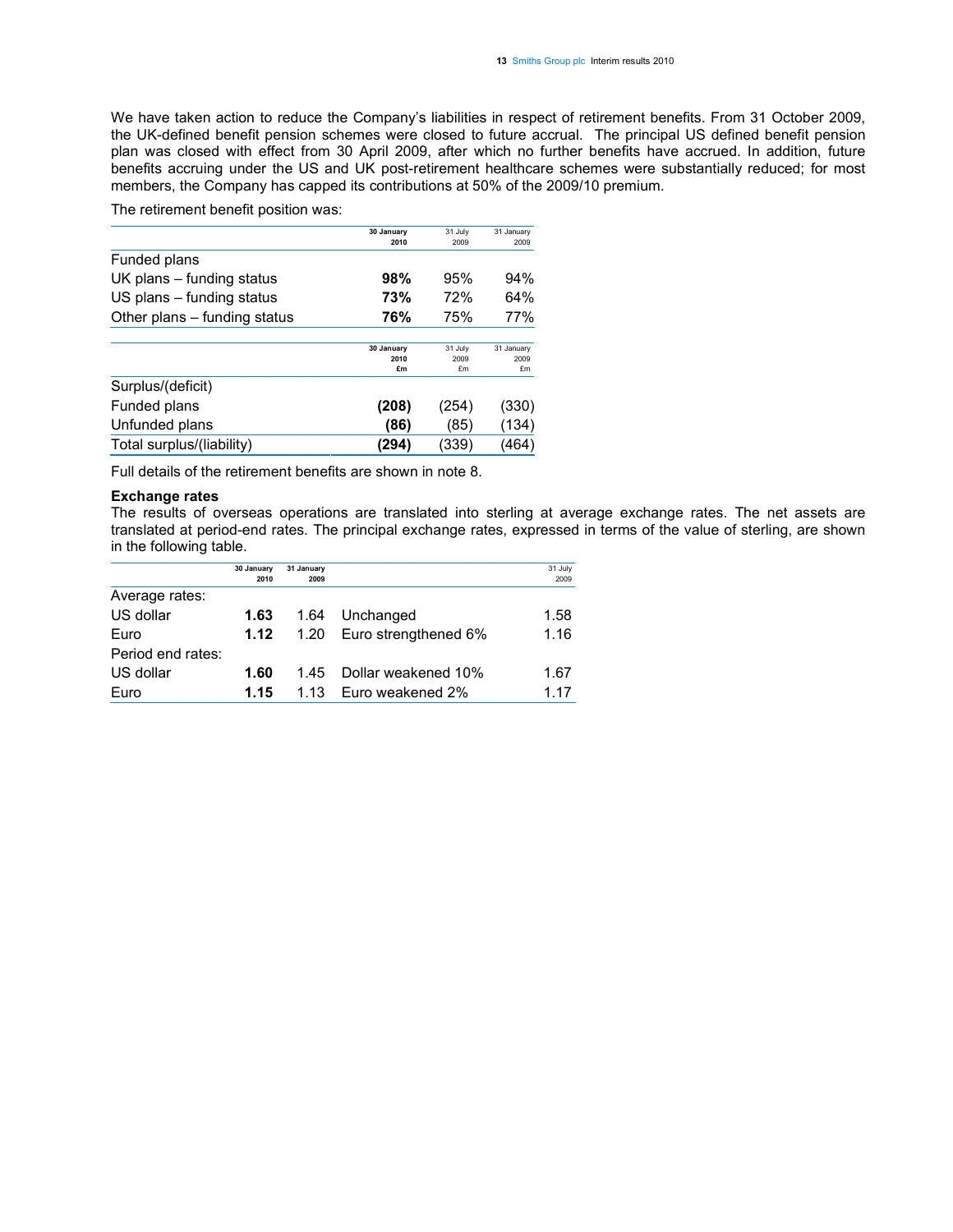We have taken action to reduce the Company's liabilities in respect of retirement benefits. From 31 October 2009, the UK-defined benefit pension schemes were closed to future accrual. The principal US defined benefit pension plan was closed with effect from 30 April 2009, after which no further benefits have accrued. In addition, future benefits accruing under the US and UK post-retirement healthcare schemes were substantially reduced; for most members, the Company has capped its contributions at 50% of the 2009/10 premium.

The retirement benefit position was:

| | **30 January 2010** | 31 July 2009 | 31 January 2009 |
|---|---|---|---|
| Funded plans | | | |
| UK plans – funding status | **98%** | 95% | 94% |
| US plans – funding status | **73%** | 72% | 64% |
| Other plans – funding status | **76%** | 75% | 77% |

| | **30 January 2010 £m** | 31 July 2009 £m | 31 January 2009 £m |
|---|---|---|---|
| Surplus/(deficit) | | | |
| Funded plans | **(208)** | (254) | (330) |
| Unfunded plans | **(86)** | (85) | (134) |
| Total surplus/(liability) | **(294)** | (339) | (464) |

Full details of the retirement benefits are shown in note 8.

**Exchange rates**

The results of overseas operations are translated into sterling at average exchange rates. The net assets are translated at period-end rates. The principal exchange rates, expressed in terms of the value of sterling, are shown in the following table.

| | **30 January 2010** | 31 January 2009 | | 31 July 2009 |
|---|---|---|---|---|
| Average rates: | | | | |
| US dollar | **1.63** | 1.64 | Unchanged | 1.58 |
| Euro | **1.12** | 1.20 | Euro strengthened 6% | 1.16 |
| Period end rates: | | | | |
| US dollar | **1.60** | 1.45 | Dollar weakened 10% | 1.67 |
| Euro | **1.15** | 1.13 | Euro weakened 2% | 1.17 |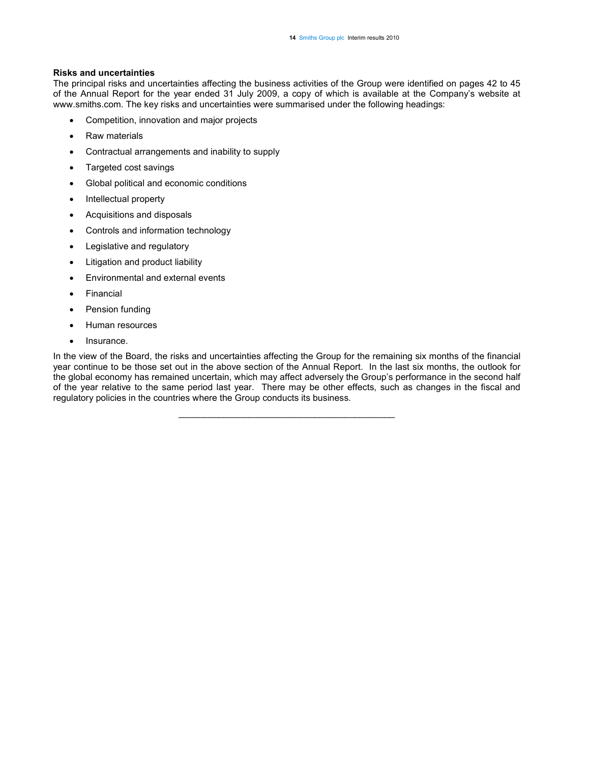### Risks and uncertainties

The principal risks and uncertainties affecting the business activities of the Group were identified on pages 42 to 45 of the Annual Report for the year ended 31 July 2009, a copy of which is available at the Company's website at www.smiths.com. The key risks and uncertainties were summarised under the following headings:

- Competition, innovation and major projects
- Raw materials
- Contractual arrangements and inability to supply
- Targeted cost savings
- Global political and economic conditions
- Intellectual property
- Acquisitions and disposals
- Controls and information technology
- Legislative and regulatory
- Litigation and product liability
- Environmental and external events
- Financial
- Pension funding
- Human resources
- Insurance.

In the view of the Board, the risks and uncertainties affecting the Group for the remaining six months of the financial year continue to be those set out in the above section of the Annual Report. In the last six months, the outlook for the global economy has remained uncertain, which may affect adversely the Group's performance in the second half of the year relative to the same period last year. There may be other effects, such as changes in the fiscal and regulatory policies in the countries where the Group conducts its business.

---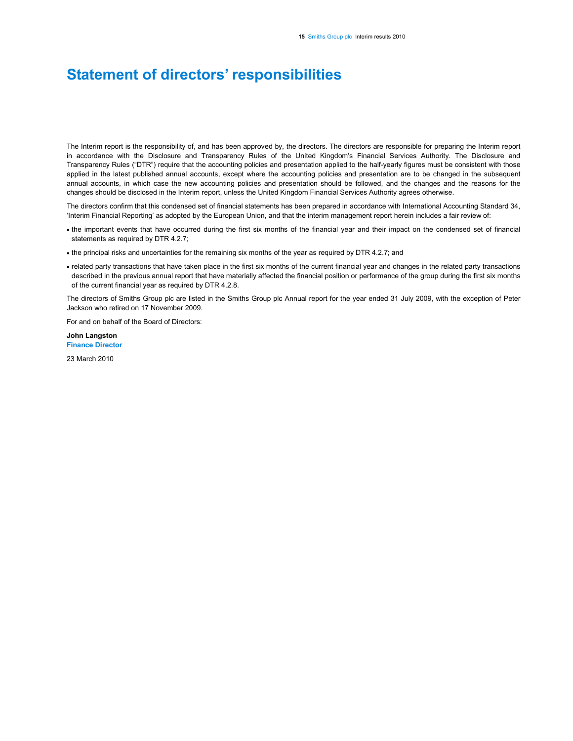# Statement of directors' responsibilities

The Interim report is the responsibility of, and has been approved by, the directors. The directors are responsible for preparing the Interim report in accordance with the Disclosure and Transparency Rules of the United Kingdom's Financial Services Authority. The Disclosure and Transparency Rules ("DTR") require that the accounting policies and presentation applied to the half-yearly figures must be consistent with those applied in the latest published annual accounts, except where the accounting policies and presentation are to be changed in the subsequent annual accounts, in which case the new accounting policies and presentation should be followed, and the changes and the reasons for the changes should be disclosed in the Interim report, unless the United Kingdom Financial Services Authority agrees otherwise.

The directors confirm that this condensed set of financial statements has been prepared in accordance with International Accounting Standard 34, 'Interim Financial Reporting' as adopted by the European Union, and that the interim management report herein includes a fair review of:

- the important events that have occurred during the first six months of the financial year and their impact on the condensed set of financial statements as required by DTR 4.2.7;
- the principal risks and uncertainties for the remaining six months of the year as required by DTR 4.2.7; and
- related party transactions that have taken place in the first six months of the current financial year and changes in the related party transactions described in the previous annual report that have materially affected the financial position or performance of the group during the first six months of the current financial year as required by DTR 4.2.8.

The directors of Smiths Group plc are listed in the Smiths Group plc Annual report for the year ended 31 July 2009, with the exception of Peter Jackson who retired on 17 November 2009.

For and on behalf of the Board of Directors:

**John Langston**
**Finance Director**

23 March 2010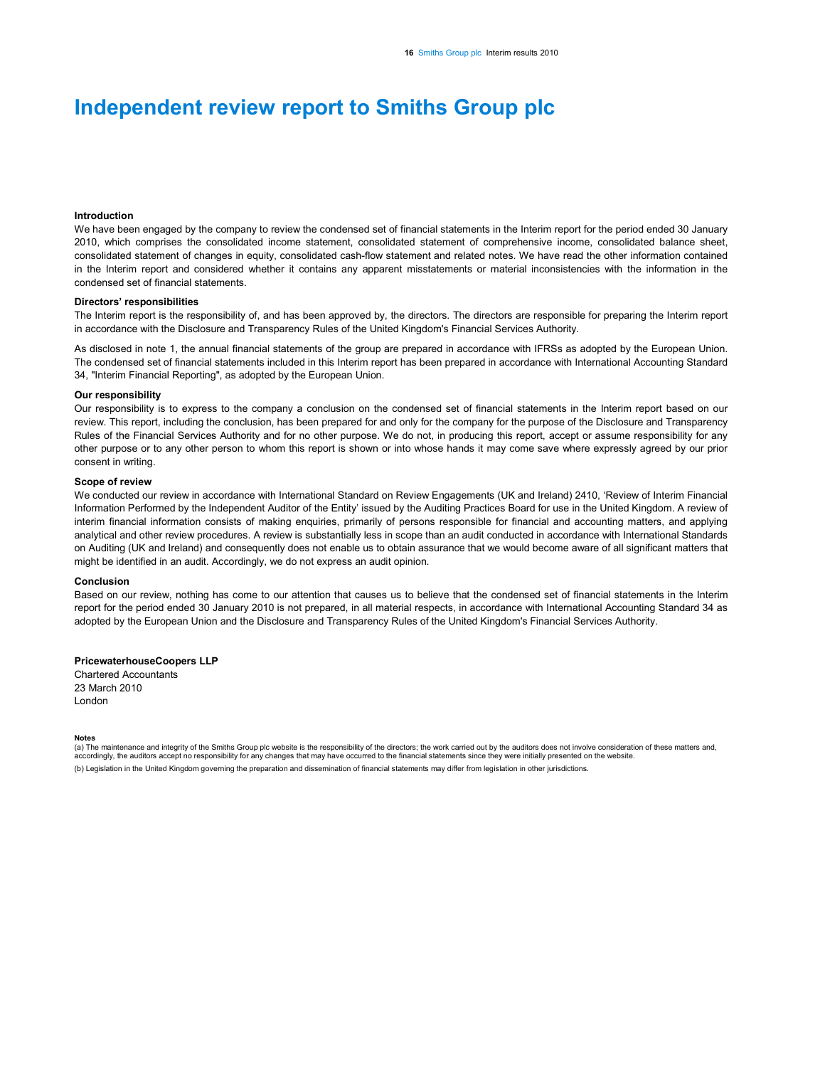# Independent review report to Smiths Group plc

**Introduction**

We have been engaged by the company to review the condensed set of financial statements in the Interim report for the period ended 30 January 2010, which comprises the consolidated income statement, consolidated statement of comprehensive income, consolidated balance sheet, consolidated statement of changes in equity, consolidated cash-flow statement and related notes. We have read the other information contained in the Interim report and considered whether it contains any apparent misstatements or material inconsistencies with the information in the condensed set of financial statements.

**Directors' responsibilities**

The Interim report is the responsibility of, and has been approved by, the directors. The directors are responsible for preparing the Interim report in accordance with the Disclosure and Transparency Rules of the United Kingdom's Financial Services Authority.

As disclosed in note 1, the annual financial statements of the group are prepared in accordance with IFRSs as adopted by the European Union. The condensed set of financial statements included in this Interim report has been prepared in accordance with International Accounting Standard 34, "Interim Financial Reporting", as adopted by the European Union.

**Our responsibility**

Our responsibility is to express to the company a conclusion on the condensed set of financial statements in the Interim report based on our review. This report, including the conclusion, has been prepared for and only for the company for the purpose of the Disclosure and Transparency Rules of the Financial Services Authority and for no other purpose. We do not, in producing this report, accept or assume responsibility for any other purpose or to any other person to whom this report is shown or into whose hands it may come save where expressly agreed by our prior consent in writing.

**Scope of review**

We conducted our review in accordance with International Standard on Review Engagements (UK and Ireland) 2410, 'Review of Interim Financial Information Performed by the Independent Auditor of the Entity' issued by the Auditing Practices Board for use in the United Kingdom. A review of interim financial information consists of making enquiries, primarily of persons responsible for financial and accounting matters, and applying analytical and other review procedures. A review is substantially less in scope than an audit conducted in accordance with International Standards on Auditing (UK and Ireland) and consequently does not enable us to obtain assurance that we would become aware of all significant matters that might be identified in an audit. Accordingly, we do not express an audit opinion.

**Conclusion**

Based on our review, nothing has come to our attention that causes us to believe that the condensed set of financial statements in the Interim report for the period ended 30 January 2010 is not prepared, in all material respects, in accordance with International Accounting Standard 34 as adopted by the European Union and the Disclosure and Transparency Rules of the United Kingdom's Financial Services Authority.

**PricewaterhouseCoopers LLP**
Chartered Accountants
23 March 2010
London

**Notes**

(a) The maintenance and integrity of the Smiths Group plc website is the responsibility of the directors; the work carried out by the auditors does not involve consideration of these matters and, accordingly, the auditors accept no responsibility for any changes that may have occurred to the financial statements since they were initially presented on the website.

(b) Legislation in the United Kingdom governing the preparation and dissemination of financial statements may differ from legislation in other jurisdictions.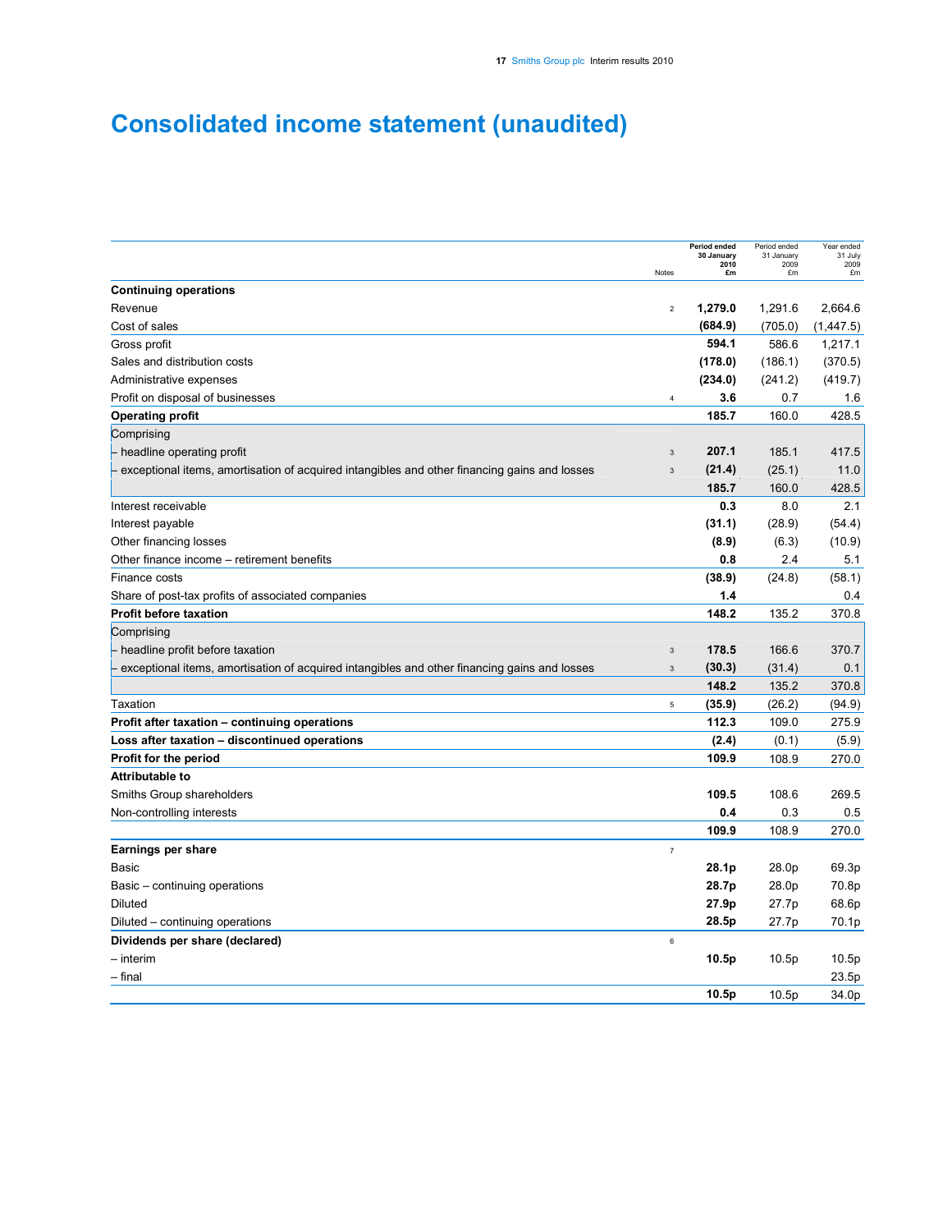# Consolidated income statement (unaudited)

| | Notes | Period ended 30 January 2010 £m | Period ended 31 January 2009 £m | Year ended 31 July 2009 £m |
|---|---|---|---|---|
| **Continuing operations** | | | | |
| Revenue | 2 | **1,279.0** | 1,291.6 | 2,664.6 |
| Cost of sales | | **(684.9)** | (705.0) | (1,447.5) |
| Gross profit | | **594.1** | 586.6 | 1,217.1 |
| Sales and distribution costs | | **(178.0)** | (186.1) | (370.5) |
| Administrative expenses | | **(234.0)** | (241.2) | (419.7) |
| Profit on disposal of businesses | 4 | **3.6** | 0.7 | 1.6 |
| **Operating profit** | | **185.7** | 160.0 | 428.5 |
| Comprising | | | | |
| – headline operating profit | 3 | **207.1** | 185.1 | 417.5 |
| – exceptional items, amortisation of acquired intangibles and other financing gains and losses | 3 | **(21.4)** | (25.1) | 11.0 |
| | | **185.7** | 160.0 | 428.5 |
| Interest receivable | | **0.3** | 8.0 | 2.1 |
| Interest payable | | **(31.1)** | (28.9) | (54.4) |
| Other financing losses | | **(8.9)** | (6.3) | (10.9) |
| Other finance income – retirement benefits | | **0.8** | 2.4 | 5.1 |
| Finance costs | | **(38.9)** | (24.8) | (58.1) |
| Share of post-tax profits of associated companies | | **1.4** | | 0.4 |
| **Profit before taxation** | | **148.2** | 135.2 | 370.8 |
| Comprising | | | | |
| – headline profit before taxation | 3 | **178.5** | 166.6 | 370.7 |
| – exceptional items, amortisation of acquired intangibles and other financing gains and losses | 3 | **(30.3)** | (31.4) | 0.1 |
| | | **148.2** | 135.2 | 370.8 |
| Taxation | 5 | **(35.9)** | (26.2) | (94.9) |
| **Profit after taxation – continuing operations** | | **112.3** | 109.0 | 275.9 |
| **Loss after taxation – discontinued operations** | | **(2.4)** | (0.1) | (5.9) |
| **Profit for the period** | | **109.9** | 108.9 | 270.0 |
| **Attributable to** | | | | |
| Smiths Group shareholders | | **109.5** | 108.6 | 269.5 |
| Non-controlling interests | | **0.4** | 0.3 | 0.5 |
| | | **109.9** | 108.9 | 270.0 |
| **Earnings per share** | 7 | | | |
| Basic | | **28.1p** | 28.0p | 69.3p |
| Basic – continuing operations | | **28.7p** | 28.0p | 70.8p |
| Diluted | | **27.9p** | 27.7p | 68.6p |
| Diluted – continuing operations | | **28.5p** | 27.7p | 70.1p |
| **Dividends per share (declared)** | 6 | | | |
| – interim | | **10.5p** | 10.5p | 10.5p |
| – final | | | | 23.5p |
| | | **10.5p** | 10.5p | 34.0p |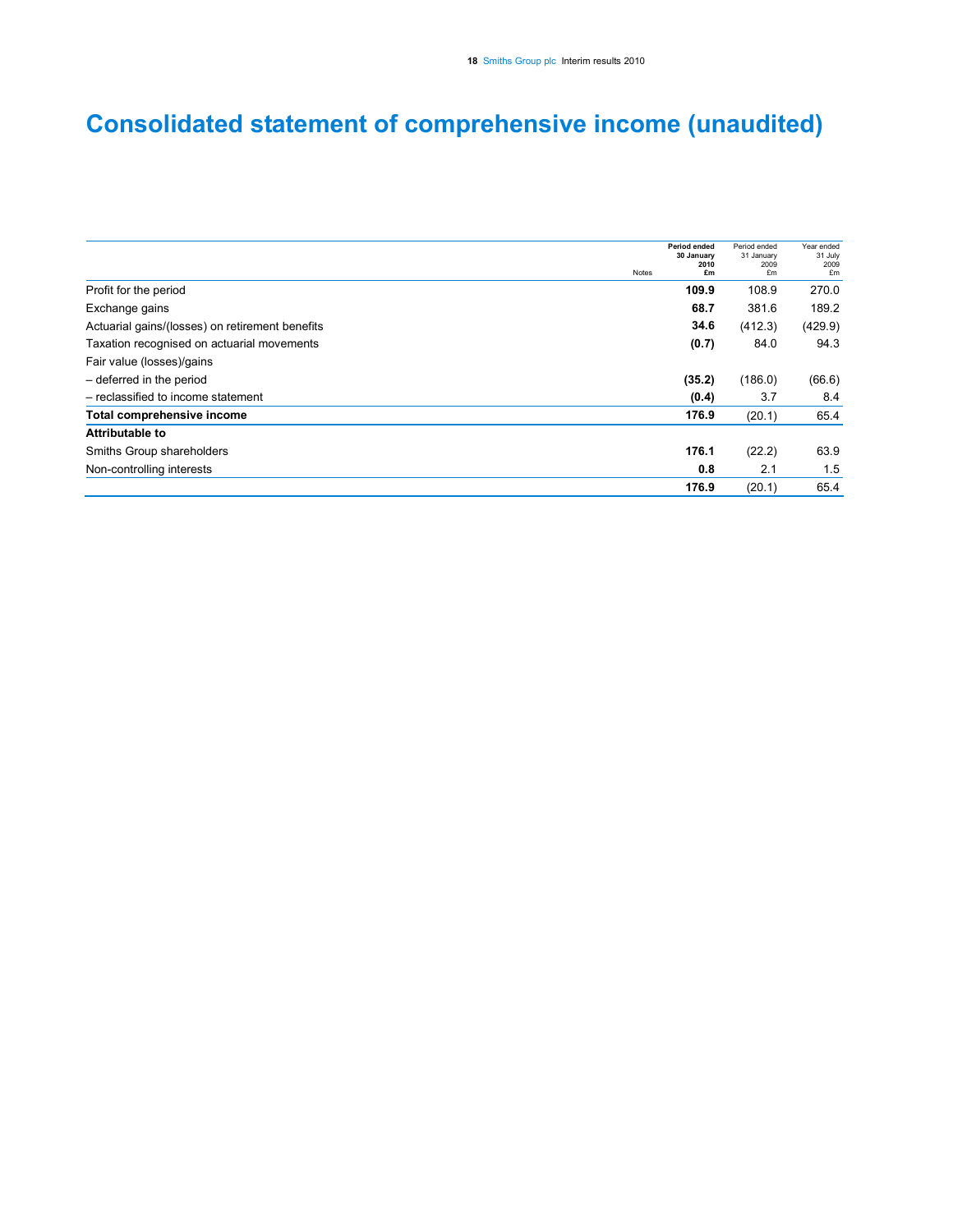# Consolidated statement of comprehensive income (unaudited)

| | Notes | Period ended 30 January 2010 £m | Period ended 31 January 2009 £m | Year ended 31 July 2009 £m |
|---|---|---|---|---|
| Profit for the period | | **109.9** | 108.9 | 270.0 |
| Exchange gains | | **68.7** | 381.6 | 189.2 |
| Actuarial gains/(losses) on retirement benefits | | **34.6** | (412.3) | (429.9) |
| Taxation recognised on actuarial movements | | **(0.7)** | 84.0 | 94.3 |
| Fair value (losses)/gains | | | | |
| – deferred in the period | | **(35.2)** | (186.0) | (66.6) |
| – reclassified to income statement | | **(0.4)** | 3.7 | 8.4 |
| **Total comprehensive income** | | **176.9** | (20.1) | 65.4 |
| **Attributable to** | | | | |
| Smiths Group shareholders | | **176.1** | (22.2) | 63.9 |
| Non-controlling interests | | **0.8** | 2.1 | 1.5 |
| | | **176.9** | (20.1) | 65.4 |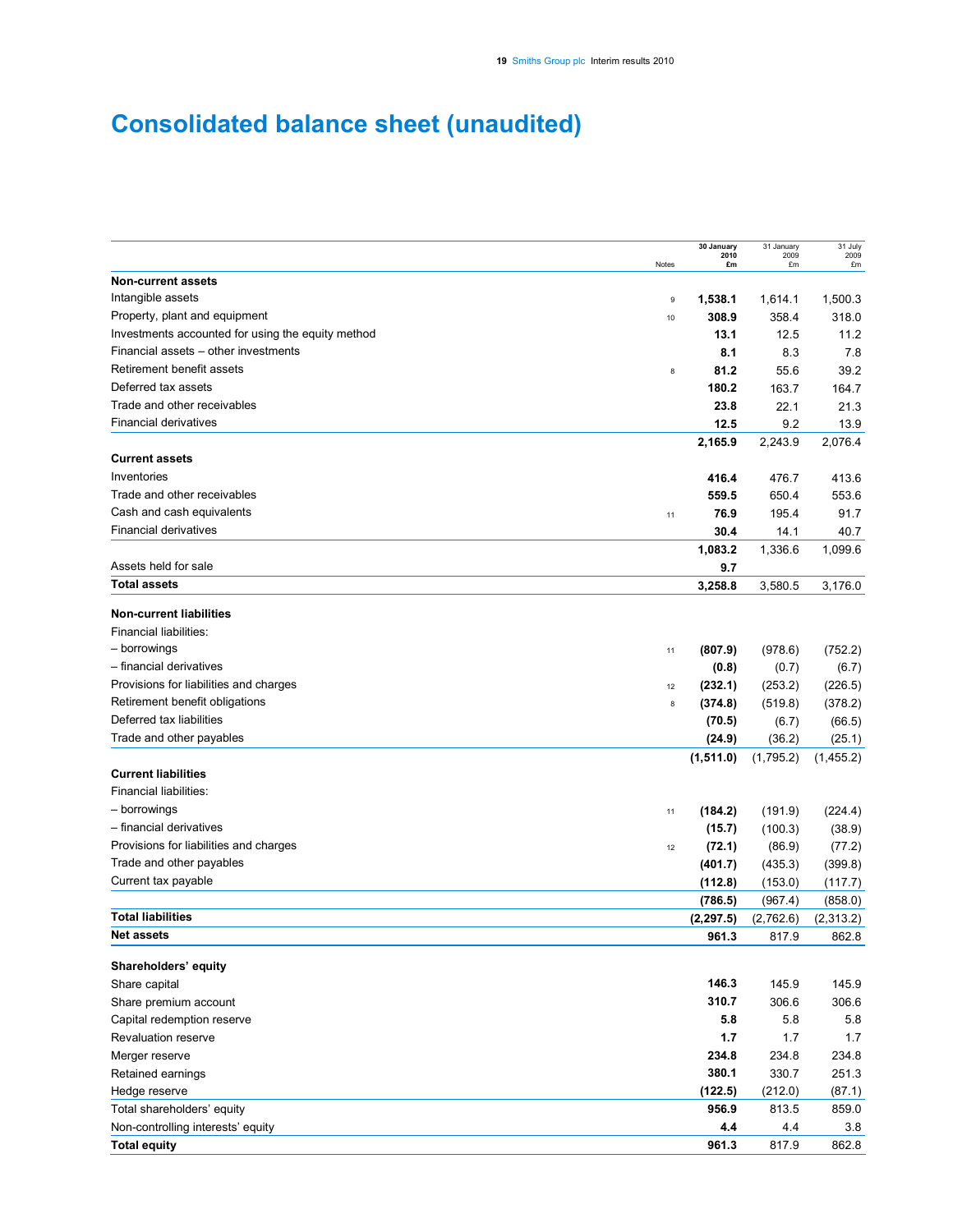# Consolidated balance sheet (unaudited)

| | Notes | 30 January 2010 £m | 31 January 2009 £m | 31 July 2009 £m |
|---|---|---|---|---|
| **Non-current assets** | | | | |
| Intangible assets | 9 | **1,538.1** | 1,614.1 | 1,500.3 |
| Property, plant and equipment | 10 | **308.9** | 358.4 | 318.0 |
| Investments accounted for using the equity method | | **13.1** | 12.5 | 11.2 |
| Financial assets – other investments | | **8.1** | 8.3 | 7.8 |
| Retirement benefit assets | 8 | **81.2** | 55.6 | 39.2 |
| Deferred tax assets | | **180.2** | 163.7 | 164.7 |
| Trade and other receivables | | **23.8** | 22.1 | 21.3 |
| Financial derivatives | | **12.5** | 9.2 | 13.9 |
| | | **2,165.9** | 2,243.9 | 2,076.4 |
| **Current assets** | | | | |
| Inventories | | **416.4** | 476.7 | 413.6 |
| Trade and other receivables | | **559.5** | 650.4 | 553.6 |
| Cash and cash equivalents | 11 | **76.9** | 195.4 | 91.7 |
| Financial derivatives | | **30.4** | 14.1 | 40.7 |
| | | **1,083.2** | 1,336.6 | 1,099.6 |
| Assets held for sale | | **9.7** | | |
| **Total assets** | | **3,258.8** | 3,580.5 | 3,176.0 |
| **Non-current liabilities** | | | | |
| Financial liabilities: | | | | |
| – borrowings | 11 | **(807.9)** | (978.6) | (752.2) |
| – financial derivatives | | **(0.8)** | (0.7) | (6.7) |
| Provisions for liabilities and charges | 12 | **(232.1)** | (253.2) | (226.5) |
| Retirement benefit obligations | 8 | **(374.8)** | (519.8) | (378.2) |
| Deferred tax liabilities | | **(70.5)** | (6.7) | (66.5) |
| Trade and other payables | | **(24.9)** | (36.2) | (25.1) |
| | | **(1,511.0)** | (1,795.2) | (1,455.2) |
| **Current liabilities** | | | | |
| Financial liabilities: | | | | |
| – borrowings | 11 | **(184.2)** | (191.9) | (224.4) |
| – financial derivatives | | **(15.7)** | (100.3) | (38.9) |
| Provisions for liabilities and charges | 12 | **(72.1)** | (86.9) | (77.2) |
| Trade and other payables | | **(401.7)** | (435.3) | (399.8) |
| Current tax payable | | **(112.8)** | (153.0) | (117.7) |
| | | **(786.5)** | (967.4) | (858.0) |
| **Total liabilities** | | **(2,297.5)** | (2,762.6) | (2,313.2) |
| **Net assets** | | **961.3** | 817.9 | 862.8 |
| **Shareholders' equity** | | | | |
| Share capital | | **146.3** | 145.9 | 145.9 |
| Share premium account | | **310.7** | 306.6 | 306.6 |
| Capital redemption reserve | | **5.8** | 5.8 | 5.8 |
| Revaluation reserve | | **1.7** | 1.7 | 1.7 |
| Merger reserve | | **234.8** | 234.8 | 234.8 |
| Retained earnings | | **380.1** | 330.7 | 251.3 |
| Hedge reserve | | **(122.5)** | (212.0) | (87.1) |
| Total shareholders' equity | | **956.9** | 813.5 | 859.0 |
| Non-controlling interests' equity | | **4.4** | 4.4 | 3.8 |
| **Total equity** | | **961.3** | 817.9 | 862.8 |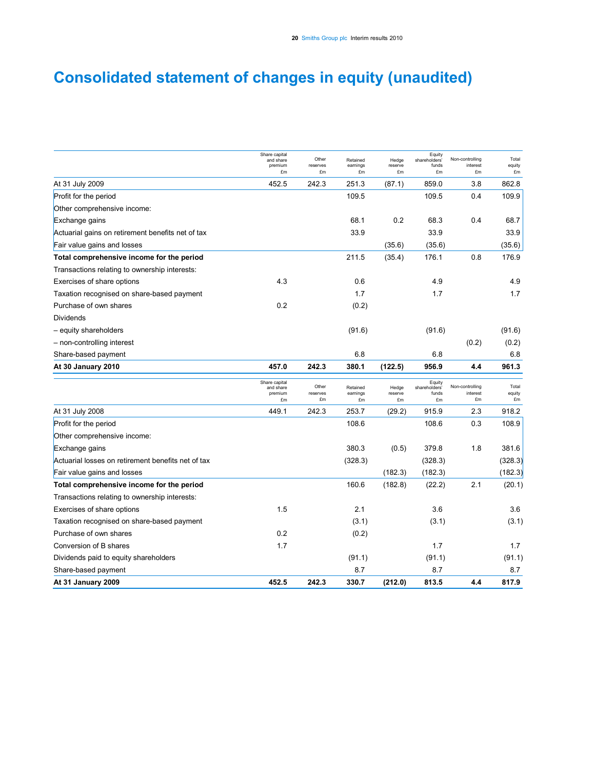# Consolidated statement of changes in equity (unaudited)

| | Share capital and share premium £m | Other reserves £m | Retained earnings £m | Hedge reserve £m | Equity shareholders' funds £m | Non-controlling interest £m | Total equity £m |
|---|---|---|---|---|---|---|---|
| At 31 July 2009 | 452.5 | 242.3 | 251.3 | (87.1) | 859.0 | 3.8 | 862.8 |
| Profit for the period | | | 109.5 | | 109.5 | 0.4 | 109.9 |
| Other comprehensive income: | | | | | | | |
| Exchange gains | | | 68.1 | 0.2 | 68.3 | 0.4 | 68.7 |
| Actuarial gains on retirement benefits net of tax | | | 33.9 | | 33.9 | | 33.9 |
| Fair value gains and losses | | | | (35.6) | (35.6) | | (35.6) |
| **Total comprehensive income for the period** | | | 211.5 | (35.4) | 176.1 | 0.8 | 176.9 |
| Transactions relating to ownership interests: | | | | | | | |
| Exercises of share options | 4.3 | | 0.6 | | 4.9 | | 4.9 |
| Taxation recognised on share-based payment | | | 1.7 | | 1.7 | | 1.7 |
| Purchase of own shares | 0.2 | | (0.2) | | | | |
| Dividends | | | | | | | |
| – equity shareholders | | | (91.6) | | (91.6) | | (91.6) |
| – non-controlling interest | | | | | | (0.2) | (0.2) |
| Share-based payment | | | 6.8 | | 6.8 | | 6.8 |
| **At 30 January 2010** | **457.0** | **242.3** | **380.1** | **(122.5)** | **956.9** | **4.4** | **961.3** |

| | Share capital and share premium £m | Other reserves £m | Retained earnings £m | Hedge reserve £m | Equity shareholders' funds £m | Non-controlling interest £m | Total equity £m |
|---|---|---|---|---|---|---|---|
| At 31 July 2008 | 449.1 | 242.3 | 253.7 | (29.2) | 915.9 | 2.3 | 918.2 |
| Profit for the period | | | 108.6 | | 108.6 | 0.3 | 108.9 |
| Other comprehensive income: | | | | | | | |
| Exchange gains | | | 380.3 | (0.5) | 379.8 | 1.8 | 381.6 |
| Actuarial losses on retirement benefits net of tax | | | (328.3) | | (328.3) | | (328.3) |
| Fair value gains and losses | | | | (182.3) | (182.3) | | (182.3) |
| **Total comprehensive income for the period** | | | 160.6 | (182.8) | (22.2) | 2.1 | (20.1) |
| Transactions relating to ownership interests: | | | | | | | |
| Exercises of share options | 1.5 | | 2.1 | | 3.6 | | 3.6 |
| Taxation recognised on share-based payment | | | (3.1) | | (3.1) | | (3.1) |
| Purchase of own shares | 0.2 | | (0.2) | | | | |
| Conversion of B shares | 1.7 | | | | 1.7 | | 1.7 |
| Dividends paid to equity shareholders | | | (91.1) | | (91.1) | | (91.1) |
| Share-based payment | | | 8.7 | | 8.7 | | 8.7 |
| **At 31 January 2009** | **452.5** | **242.3** | **330.7** | **(212.0)** | **813.5** | **4.4** | **817.9** |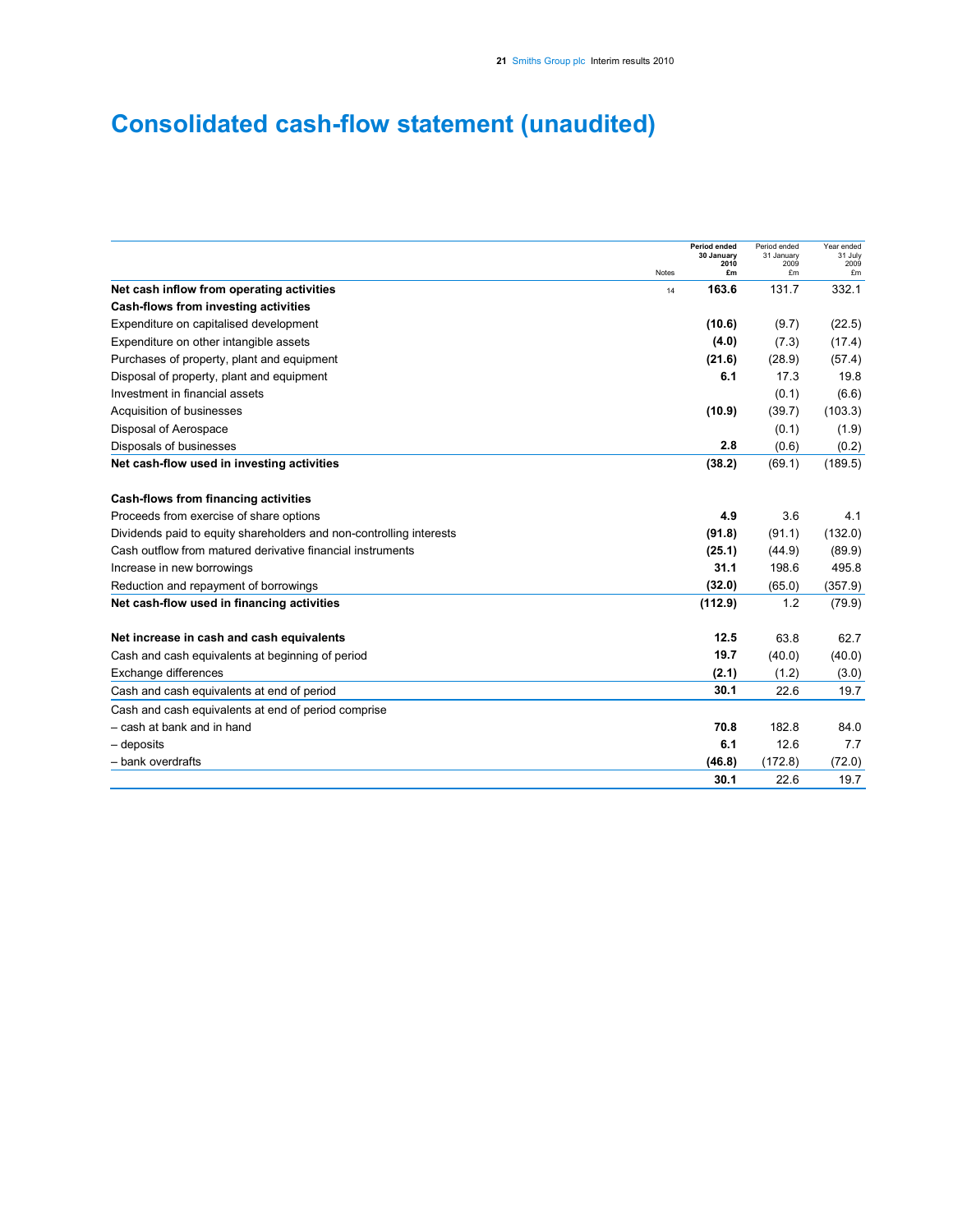# Consolidated cash-flow statement (unaudited)

| | Notes | Period ended 30 January 2010 £m | Period ended 31 January 2009 £m | Year ended 31 July 2009 £m |
|---|---|---|---|---|
| **Net cash inflow from operating activities** | 14 | **163.6** | 131.7 | 332.1 |
| **Cash-flows from investing activities** | | | | |
| Expenditure on capitalised development | | **(10.6)** | (9.7) | (22.5) |
| Expenditure on other intangible assets | | **(4.0)** | (7.3) | (17.4) |
| Purchases of property, plant and equipment | | **(21.6)** | (28.9) | (57.4) |
| Disposal of property, plant and equipment | | **6.1** | 17.3 | 19.8 |
| Investment in financial assets | | | (0.1) | (6.6) |
| Acquisition of businesses | | **(10.9)** | (39.7) | (103.3) |
| Disposal of Aerospace | | | (0.1) | (1.9) |
| Disposals of businesses | | **2.8** | (0.6) | (0.2) |
| **Net cash-flow used in investing activities** | | **(38.2)** | (69.1) | (189.5) |
| | | | | |
| **Cash-flows from financing activities** | | | | |
| Proceeds from exercise of share options | | **4.9** | 3.6 | 4.1 |
| Dividends paid to equity shareholders and non-controlling interests | | **(91.8)** | (91.1) | (132.0) |
| Cash outflow from matured derivative financial instruments | | **(25.1)** | (44.9) | (89.9) |
| Increase in new borrowings | | **31.1** | 198.6 | 495.8 |
| Reduction and repayment of borrowings | | **(32.0)** | (65.0) | (357.9) |
| **Net cash-flow used in financing activities** | | **(112.9)** | 1.2 | (79.9) |
| | | | | |
| **Net increase in cash and cash equivalents** | | **12.5** | 63.8 | 62.7 |
| Cash and cash equivalents at beginning of period | | **19.7** | (40.0) | (40.0) |
| Exchange differences | | **(2.1)** | (1.2) | (3.0) |
| Cash and cash equivalents at end of period | | **30.1** | 22.6 | 19.7 |
| Cash and cash equivalents at end of period comprise | | | | |
| – cash at bank and in hand | | **70.8** | 182.8 | 84.0 |
| – deposits | | **6.1** | 12.6 | 7.7 |
| – bank overdrafts | | **(46.8)** | (172.8) | (72.0) |
| | | **30.1** | 22.6 | 19.7 |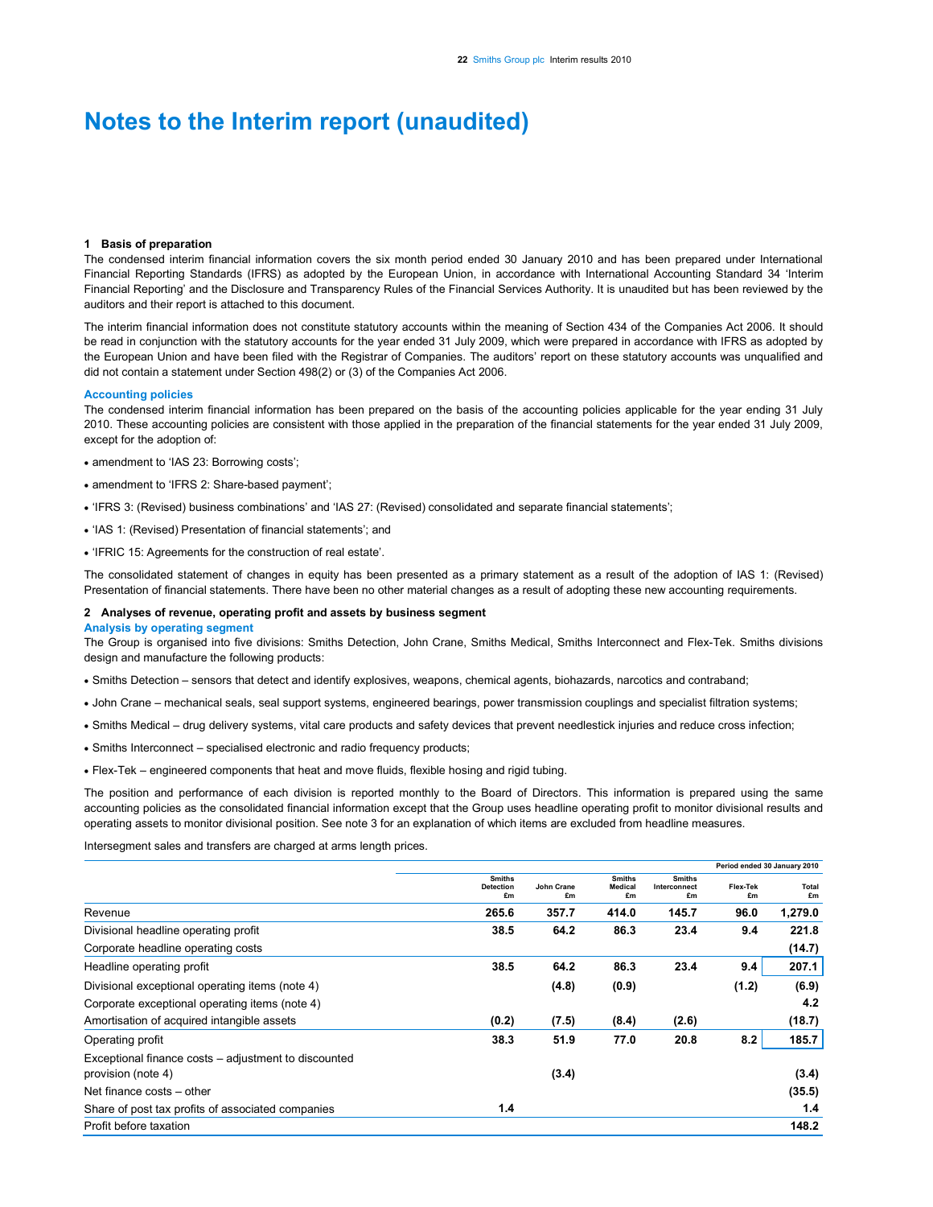# Notes to the Interim report (unaudited)

### 1 Basis of preparation

The condensed interim financial information covers the six month period ended 30 January 2010 and has been prepared under International Financial Reporting Standards (IFRS) as adopted by the European Union, in accordance with International Accounting Standard 34 'Interim Financial Reporting' and the Disclosure and Transparency Rules of the Financial Services Authority. It is unaudited but has been reviewed by the auditors and their report is attached to this document.

The interim financial information does not constitute statutory accounts within the meaning of Section 434 of the Companies Act 2006. It should be read in conjunction with the statutory accounts for the year ended 31 July 2009, which were prepared in accordance with IFRS as adopted by the European Union and have been filed with the Registrar of Companies. The auditors' report on these statutory accounts was unqualified and did not contain a statement under Section 498(2) or (3) of the Companies Act 2006.

#### Accounting policies

The condensed interim financial information has been prepared on the basis of the accounting policies applicable for the year ending 31 July 2010. These accounting policies are consistent with those applied in the preparation of the financial statements for the year ended 31 July 2009, except for the adoption of:

- amendment to 'IAS 23: Borrowing costs';
- amendment to 'IFRS 2: Share-based payment';
- 'IFRS 3: (Revised) business combinations' and 'IAS 27: (Revised) consolidated and separate financial statements';
- 'IAS 1: (Revised) Presentation of financial statements'; and
- 'IFRIC 15: Agreements for the construction of real estate'.

The consolidated statement of changes in equity has been presented as a primary statement as a result of the adoption of IAS 1: (Revised) Presentation of financial statements. There have been no other material changes as a result of adopting these new accounting requirements.

### 2 Analyses of revenue, operating profit and assets by business segment

#### Analysis by operating segment

The Group is organised into five divisions: Smiths Detection, John Crane, Smiths Medical, Smiths Interconnect and Flex-Tek. Smiths divisions design and manufacture the following products:

- Smiths Detection – sensors that detect and identify explosives, weapons, chemical agents, biohazards, narcotics and contraband;
- John Crane – mechanical seals, seal support systems, engineered bearings, power transmission couplings and specialist filtration systems;
- Smiths Medical – drug delivery systems, vital care products and safety devices that prevent needlestick injuries and reduce cross infection;
- Smiths Interconnect – specialised electronic and radio frequency products;
- Flex-Tek – engineered components that heat and move fluids, flexible hosing and rigid tubing.

The position and performance of each division is reported monthly to the Board of Directors. This information is prepared using the same accounting policies as the consolidated financial information except that the Group uses headline operating profit to monitor divisional results and operating assets to monitor divisional position. See note 3 for an explanation of which items are excluded from headline measures.

Intersegment sales and transfers are charged at arms length prices.

| | | | | | | Period ended 30 January 2010 |
|---|---|---|---|---|---|---|
| | Smiths Detection £m | John Crane £m | Smiths Medical £m | Smiths Interconnect £m | Flex-Tek £m | Total £m |
| Revenue | **265.6** | **357.7** | **414.0** | **145.7** | **96.0** | **1,279.0** |
| Divisional headline operating profit | **38.5** | **64.2** | **86.3** | **23.4** | **9.4** | **221.8** |
| Corporate headline operating costs | | | | | | **(14.7)** |
| Headline operating profit | **38.5** | **64.2** | **86.3** | **23.4** | **9.4** | **207.1** |
| Divisional exceptional operating items (note 4) | | **(4.8)** | **(0.9)** | | **(1.2)** | **(6.9)** |
| Corporate exceptional operating items (note 4) | | | | | | **4.2** |
| Amortisation of acquired intangible assets | **(0.2)** | **(7.5)** | **(8.4)** | **(2.6)** | | **(18.7)** |
| Operating profit | **38.3** | **51.9** | **77.0** | **20.8** | **8.2** | **185.7** |
| Exceptional finance costs – adjustment to discounted provision (note 4) | | **(3.4)** | | | | **(3.4)** |
| Net finance costs – other | | | | | | **(35.5)** |
| Share of post tax profits of associated companies | **1.4** | | | | | **1.4** |
| Profit before taxation | | | | | | **148.2** |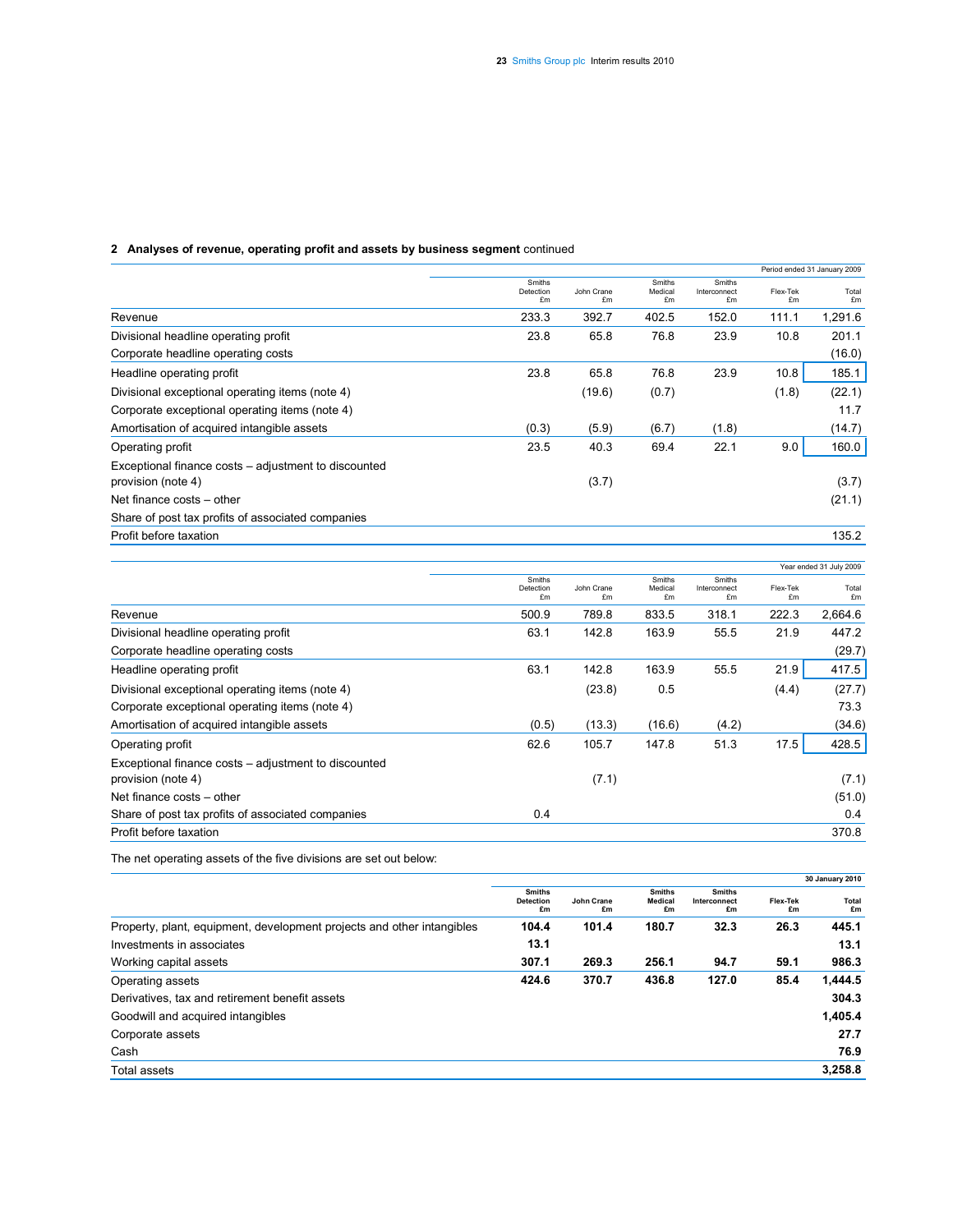## 2 Analyses of revenue, operating profit and assets by business segment continued

| | Smiths Detection £m | John Crane £m | Smiths Medical £m | Smiths Interconnect £m | Flex-Tek £m | Total £m |
|---|---|---|---|---|---|---|
| | | | | | | Period ended 31 January 2009 |
| Revenue | 233.3 | 392.7 | 402.5 | 152.0 | 111.1 | 1,291.6 |
| Divisional headline operating profit | 23.8 | 65.8 | 76.8 | 23.9 | 10.8 | 201.1 |
| Corporate headline operating costs | | | | | | (16.0) |
| Headline operating profit | 23.8 | 65.8 | 76.8 | 23.9 | 10.8 | 185.1 |
| Divisional exceptional operating items (note 4) | | (19.6) | (0.7) | | (1.8) | (22.1) |
| Corporate exceptional operating items (note 4) | | | | | | 11.7 |
| Amortisation of acquired intangible assets | (0.3) | (5.9) | (6.7) | (1.8) | | (14.7) |
| Operating profit | 23.5 | 40.3 | 69.4 | 22.1 | 9.0 | 160.0 |
| Exceptional finance costs – adjustment to discounted provision (note 4) | | (3.7) | | | | (3.7) |
| Net finance costs – other | | | | | | (21.1) |
| Share of post tax profits of associated companies | | | | | | |
| Profit before taxation | | | | | | 135.2 |

| | Smiths Detection £m | John Crane £m | Smiths Medical £m | Smiths Interconnect £m | Flex-Tek £m | Total £m |
|---|---|---|---|---|---|---|
| | | | | | | Year ended 31 July 2009 |
| Revenue | 500.9 | 789.8 | 833.5 | 318.1 | 222.3 | 2,664.6 |
| Divisional headline operating profit | 63.1 | 142.8 | 163.9 | 55.5 | 21.9 | 447.2 |
| Corporate headline operating costs | | | | | | (29.7) |
| Headline operating profit | 63.1 | 142.8 | 163.9 | 55.5 | 21.9 | 417.5 |
| Divisional exceptional operating items (note 4) | | (23.8) | 0.5 | | (4.4) | (27.7) |
| Corporate exceptional operating items (note 4) | | | | | | 73.3 |
| Amortisation of acquired intangible assets | (0.5) | (13.3) | (16.6) | (4.2) | | (34.6) |
| Operating profit | 62.6 | 105.7 | 147.8 | 51.3 | 17.5 | 428.5 |
| Exceptional finance costs – adjustment to discounted provision (note 4) | | (7.1) | | | | (7.1) |
| Net finance costs – other | | | | | | (51.0) |
| Share of post tax profits of associated companies | 0.4 | | | | | 0.4 |
| Profit before taxation | | | | | | 370.8 |

The net operating assets of the five divisions are set out below:

| | **Smiths Detection £m** | **John Crane £m** | **Smiths Medical £m** | **Smiths Interconnect £m** | **Flex-Tek £m** | **Total £m** |
|---|---|---|---|---|---|---|
| | | | | | | **30 January 2010** |
| Property, plant, equipment, development projects and other intangibles | **104.4** | **101.4** | **180.7** | **32.3** | **26.3** | **445.1** |
| Investments in associates | **13.1** | | | | | **13.1** |
| Working capital assets | **307.1** | **269.3** | **256.1** | **94.7** | **59.1** | **986.3** |
| Operating assets | **424.6** | **370.7** | **436.8** | **127.0** | **85.4** | **1,444.5** |
| Derivatives, tax and retirement benefit assets | | | | | | **304.3** |
| Goodwill and acquired intangibles | | | | | | **1,405.4** |
| Corporate assets | | | | | | **27.7** |
| Cash | | | | | | **76.9** |
| Total assets | | | | | | **3,258.8** |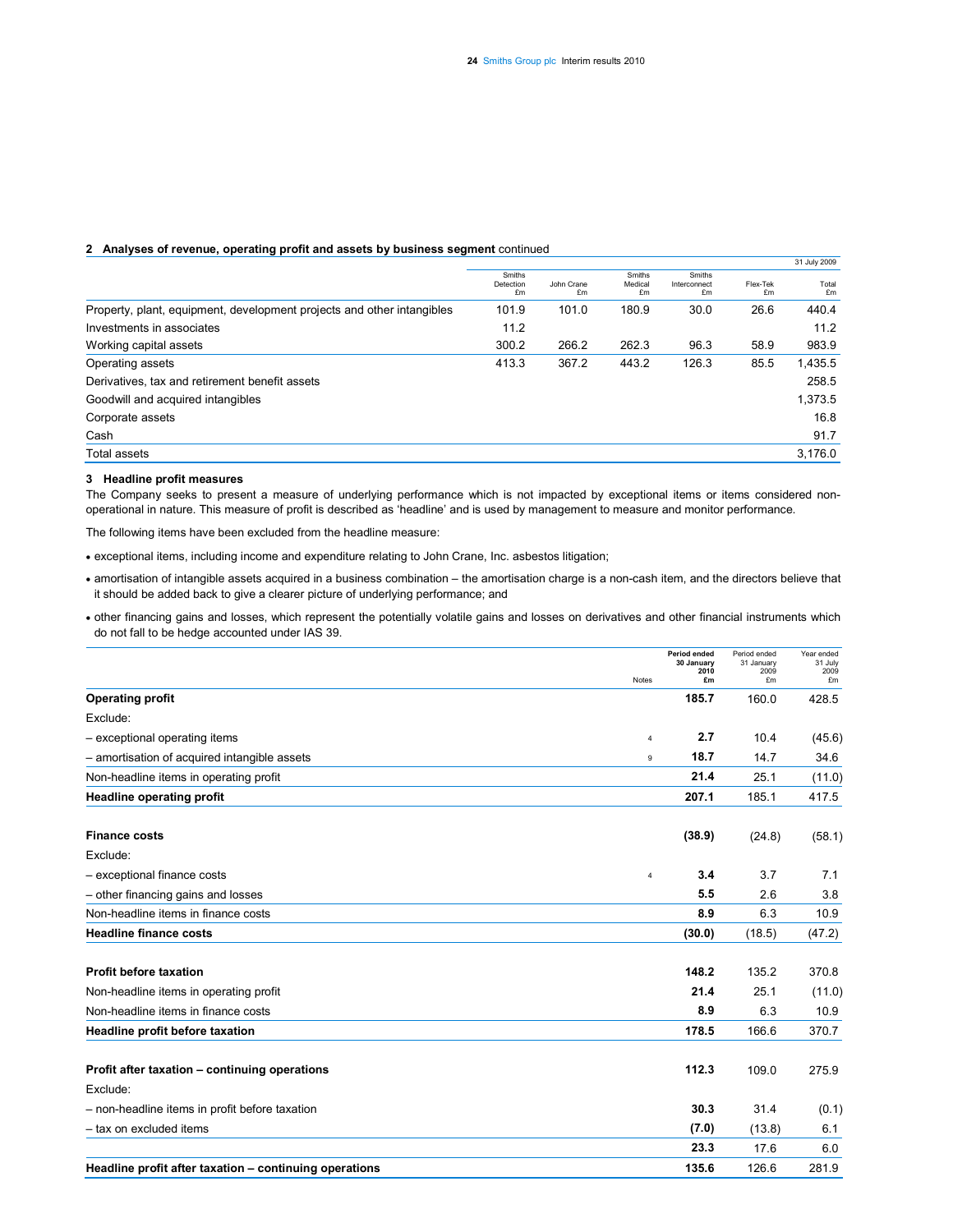**2 Analyses of revenue, operating profit and assets by business segment** continued

| | 31 July 2009 | | | | | |
|---|---|---|---|---|---|---|
| | Smiths Detection £m | John Crane £m | Smiths Medical £m | Smiths Interconnect £m | Flex-Tek £m | Total £m |
| Property, plant, equipment, development projects and other intangibles | 101.9 | 101.0 | 180.9 | 30.0 | 26.6 | 440.4 |
| Investments in associates | 11.2 | | | | | 11.2 |
| Working capital assets | 300.2 | 266.2 | 262.3 | 96.3 | 58.9 | 983.9 |
| Operating assets | 413.3 | 367.2 | 443.2 | 126.3 | 85.5 | 1,435.5 |
| Derivatives, tax and retirement benefit assets | | | | | | 258.5 |
| Goodwill and acquired intangibles | | | | | | 1,373.5 |
| Corporate assets | | | | | | 16.8 |
| Cash | | | | | | 91.7 |
| Total assets | | | | | | 3,176.0 |

**3 Headline profit measures**

The Company seeks to present a measure of underlying performance which is not impacted by exceptional items or items considered non-operational in nature. This measure of profit is described as 'headline' and is used by management to measure and monitor performance.

The following items have been excluded from the headline measure:

- exceptional items, including income and expenditure relating to John Crane, Inc. asbestos litigation;
- amortisation of intangible assets acquired in a business combination – the amortisation charge is a non-cash item, and the directors believe that it should be added back to give a clearer picture of underlying performance; and
- other financing gains and losses, which represent the potentially volatile gains and losses on derivatives and other financial instruments which do not fall to be hedge accounted under IAS 39.

| | Notes | Period ended 30 January 2010 £m | Period ended 31 January 2009 £m | Year ended 31 July 2009 £m |
|---|---|---|---|---|
| **Operating profit** | | **185.7** | 160.0 | 428.5 |
| Exclude: | | | | |
| – exceptional operating items | 4 | **2.7** | 10.4 | (45.6) |
| – amortisation of acquired intangible assets | 9 | **18.7** | 14.7 | 34.6 |
| Non-headline items in operating profit | | **21.4** | 25.1 | (11.0) |
| **Headline operating profit** | | **207.1** | 185.1 | 417.5 |
| | | | | |
| **Finance costs** | | **(38.9)** | (24.8) | (58.1) |
| Exclude: | | | | |
| – exceptional finance costs | 4 | **3.4** | 3.7 | 7.1 |
| – other financing gains and losses | | **5.5** | 2.6 | 3.8 |
| Non-headline items in finance costs | | **8.9** | 6.3 | 10.9 |
| **Headline finance costs** | | **(30.0)** | (18.5) | (47.2) |
| | | | | |
| **Profit before taxation** | | **148.2** | 135.2 | 370.8 |
| Non-headline items in operating profit | | **21.4** | 25.1 | (11.0) |
| Non-headline items in finance costs | | **8.9** | 6.3 | 10.9 |
| **Headline profit before taxation** | | **178.5** | 166.6 | 370.7 |
| | | | | |
| **Profit after taxation – continuing operations** | | **112.3** | 109.0 | 275.9 |
| Exclude: | | | | |
| – non-headline items in profit before taxation | | **30.3** | 31.4 | (0.1) |
| – tax on excluded items | | **(7.0)** | (13.8) | 6.1 |
| | | **23.3** | 17.6 | 6.0 |
| **Headline profit after taxation – continuing operations** | | **135.6** | 126.6 | 281.9 |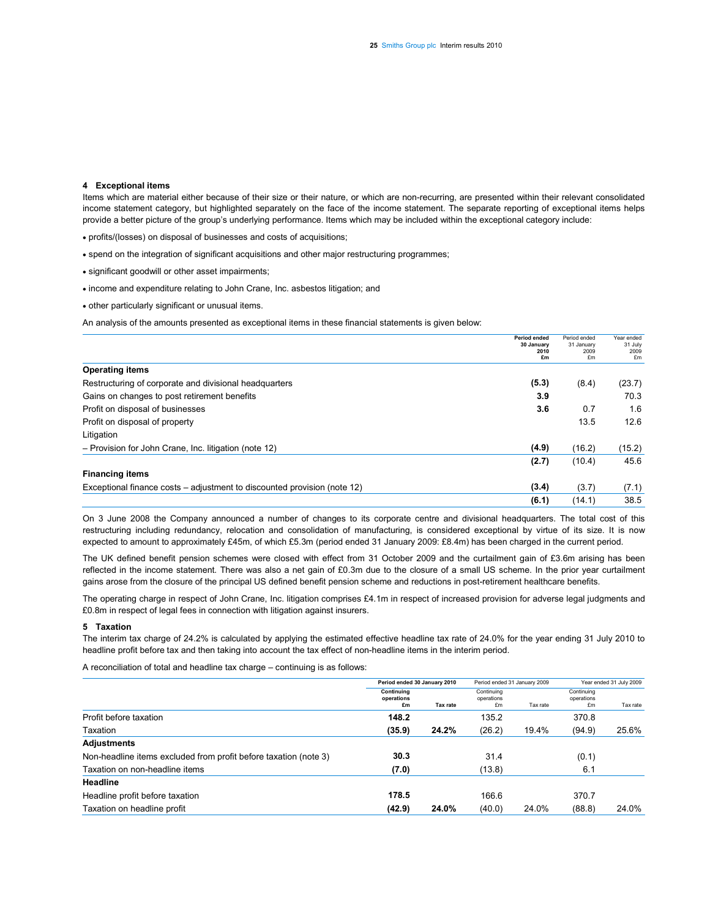## 4 Exceptional items

Items which are material either because of their size or their nature, or which are non-recurring, are presented within their relevant consolidated income statement category, but highlighted separately on the face of the income statement. The separate reporting of exceptional items helps provide a better picture of the group's underlying performance. Items which may be included within the exceptional category include:

- profits/(losses) on disposal of businesses and costs of acquisitions;
- spend on the integration of significant acquisitions and other major restructuring programmes;
- significant goodwill or other asset impairments;
- income and expenditure relating to John Crane, Inc. asbestos litigation; and
- other particularly significant or unusual items.

An analysis of the amounts presented as exceptional items in these financial statements is given below:

| | **Period ended 30 January 2010 £m** | Period ended 31 January 2009 £m | Year ended 31 July 2009 £m |
|---|---|---|---|
| **Operating items** | | | |
| Restructuring of corporate and divisional headquarters | **(5.3)** | (8.4) | (23.7) |
| Gains on changes to post retirement benefits | **3.9** | | 70.3 |
| Profit on disposal of businesses | **3.6** | 0.7 | 1.6 |
| Profit on disposal of property | | 13.5 | 12.6 |
| Litigation | | | |
| – Provision for John Crane, Inc. litigation (note 12) | **(4.9)** | (16.2) | (15.2) |
| | **(2.7)** | (10.4) | 45.6 |
| **Financing items** | | | |
| Exceptional finance costs – adjustment to discounted provision (note 12) | **(3.4)** | (3.7) | (7.1) |
| | **(6.1)** | (14.1) | 38.5 |

On 3 June 2008 the Company announced a number of changes to its corporate centre and divisional headquarters. The total cost of this restructuring including redundancy, relocation and consolidation of manufacturing, is considered exceptional by virtue of its size. It is now expected to amount to approximately £45m, of which £5.3m (period ended 31 January 2009: £8.4m) has been charged in the current period.

The UK defined benefit pension schemes were closed with effect from 31 October 2009 and the curtailment gain of £3.6m arising has been reflected in the income statement. There was also a net gain of £0.3m due to the closure of a small US scheme. In the prior year curtailment gains arose from the closure of the principal US defined benefit pension scheme and reductions in post-retirement healthcare benefits.

The operating charge in respect of John Crane, Inc. litigation comprises £4.1m in respect of increased provision for adverse legal judgments and £0.8m in respect of legal fees in connection with litigation against insurers.

## 5 Taxation

The interim tax charge of 24.2% is calculated by applying the estimated effective headline tax rate of 24.0% for the year ending 31 July 2010 to headline profit before tax and then taking into account the tax effect of non-headline items in the interim period.

A reconciliation of total and headline tax charge – continuing is as follows:

| | **Period ended 30 January 2010** | | Period ended 31 January 2009 | | Year ended 31 July 2009 | |
|---|---|---|---|---|---|---|
| | **Continuing operations £m** | **Tax rate** | Continuing operations £m | Tax rate | Continuing operations £m | Tax rate |
| Profit before taxation | **148.2** | | 135.2 | | 370.8 | |
| Taxation | **(35.9)** | **24.2%** | (26.2) | 19.4% | (94.9) | 25.6% |
| **Adjustments** | | | | | | |
| Non-headline items excluded from profit before taxation (note 3) | **30.3** | | 31.4 | | (0.1) | |
| Taxation on non-headline items | **(7.0)** | | (13.8) | | 6.1 | |
| **Headline** | | | | | | |
| Headline profit before taxation | **178.5** | | 166.6 | | 370.7 | |
| Taxation on headline profit | **(42.9)** | **24.0%** | (40.0) | 24.0% | (88.8) | 24.0% |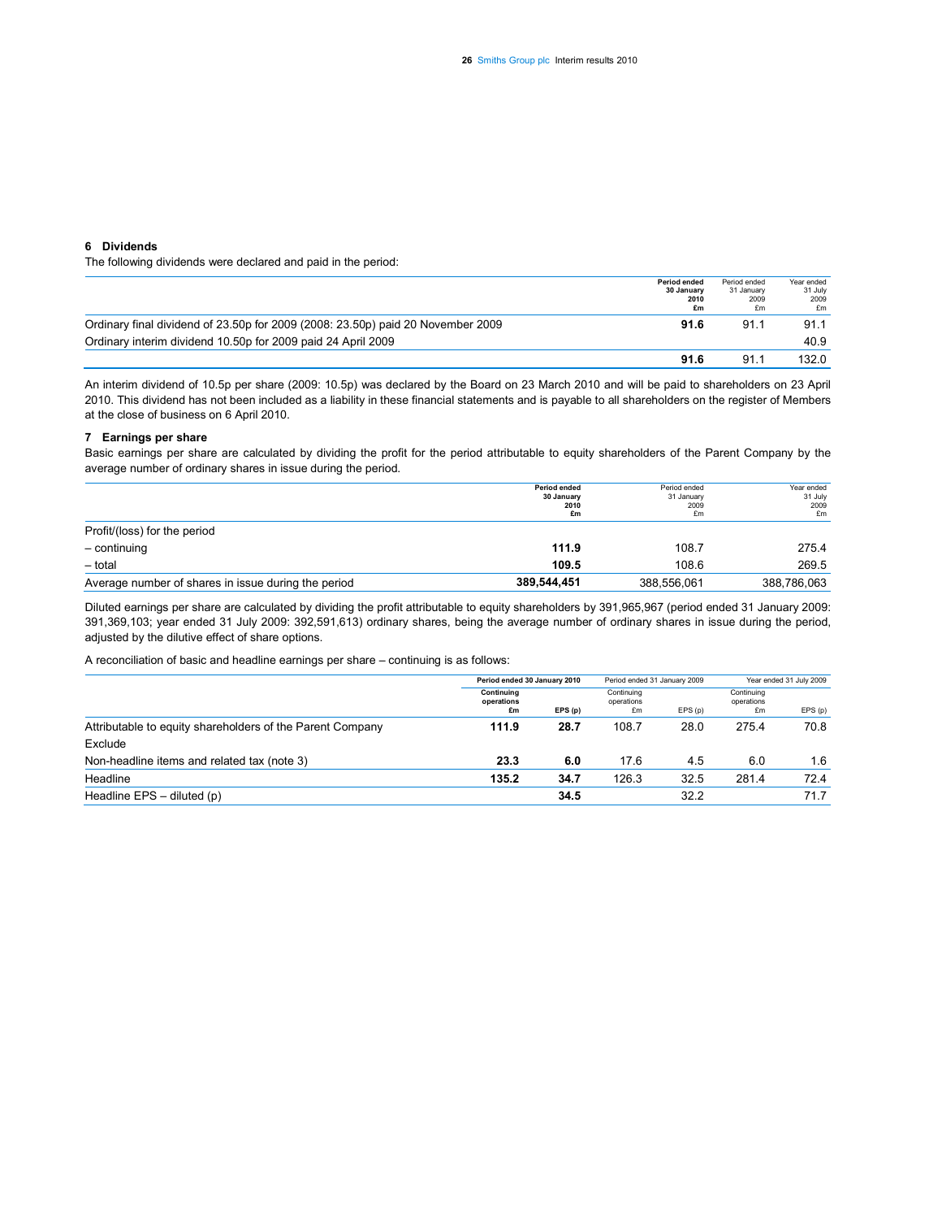## 6 Dividends

The following dividends were declared and paid in the period:

| | **Period ended 30 January 2010 £m** | Period ended 31 January 2009 £m | Year ended 31 July 2009 £m |
|---|---|---|---|
| Ordinary final dividend of 23.50p for 2009 (2008: 23.50p) paid 20 November 2009 | **91.6** | 91.1 | 91.1 |
| Ordinary interim dividend 10.50p for 2009 paid 24 April 2009 | | | 40.9 |
| | **91.6** | 91.1 | 132.0 |

An interim dividend of 10.5p per share (2009: 10.5p) was declared by the Board on 23 March 2010 and will be paid to shareholders on 23 April 2010. This dividend has not been included as a liability in these financial statements and is payable to all shareholders on the register of Members at the close of business on 6 April 2010.

## 7 Earnings per share

Basic earnings per share are calculated by dividing the profit for the period attributable to equity shareholders of the Parent Company by the average number of ordinary shares in issue during the period.

| | **Period ended 30 January 2010 £m** | Period ended 31 January 2009 £m | Year ended 31 July 2009 £m |
|---|---|---|---|
| Profit/(loss) for the period | | | |
| – continuing | **111.9** | 108.7 | 275.4 |
| – total | **109.5** | 108.6 | 269.5 |
| Average number of shares in issue during the period | **389,544,451** | 388,556,061 | 388,786,063 |

Diluted earnings per share are calculated by dividing the profit attributable to equity shareholders by 391,965,967 (period ended 31 January 2009: 391,369,103; year ended 31 July 2009: 392,591,613) ordinary shares, being the average number of ordinary shares in issue during the period, adjusted by the dilutive effect of share options.

A reconciliation of basic and headline earnings per share – continuing is as follows:

| | **Period ended 30 January 2010** | | Period ended 31 January 2009 | | Year ended 31 July 2009 | |
|---|---|---|---|---|---|---|
| | **Continuing operations £m** | **EPS (p)** | Continuing operations £m | EPS (p) | Continuing operations £m | EPS (p) |
| Attributable to equity shareholders of the Parent Company | **111.9** | **28.7** | 108.7 | 28.0 | 275.4 | 70.8 |
| Exclude | | | | | | |
| Non-headline items and related tax (note 3) | **23.3** | **6.0** | 17.6 | 4.5 | 6.0 | 1.6 |
| Headline | **135.2** | **34.7** | 126.3 | 32.5 | 281.4 | 72.4 |
| Headline EPS – diluted (p) | | **34.5** | | 32.2 | | 71.7 |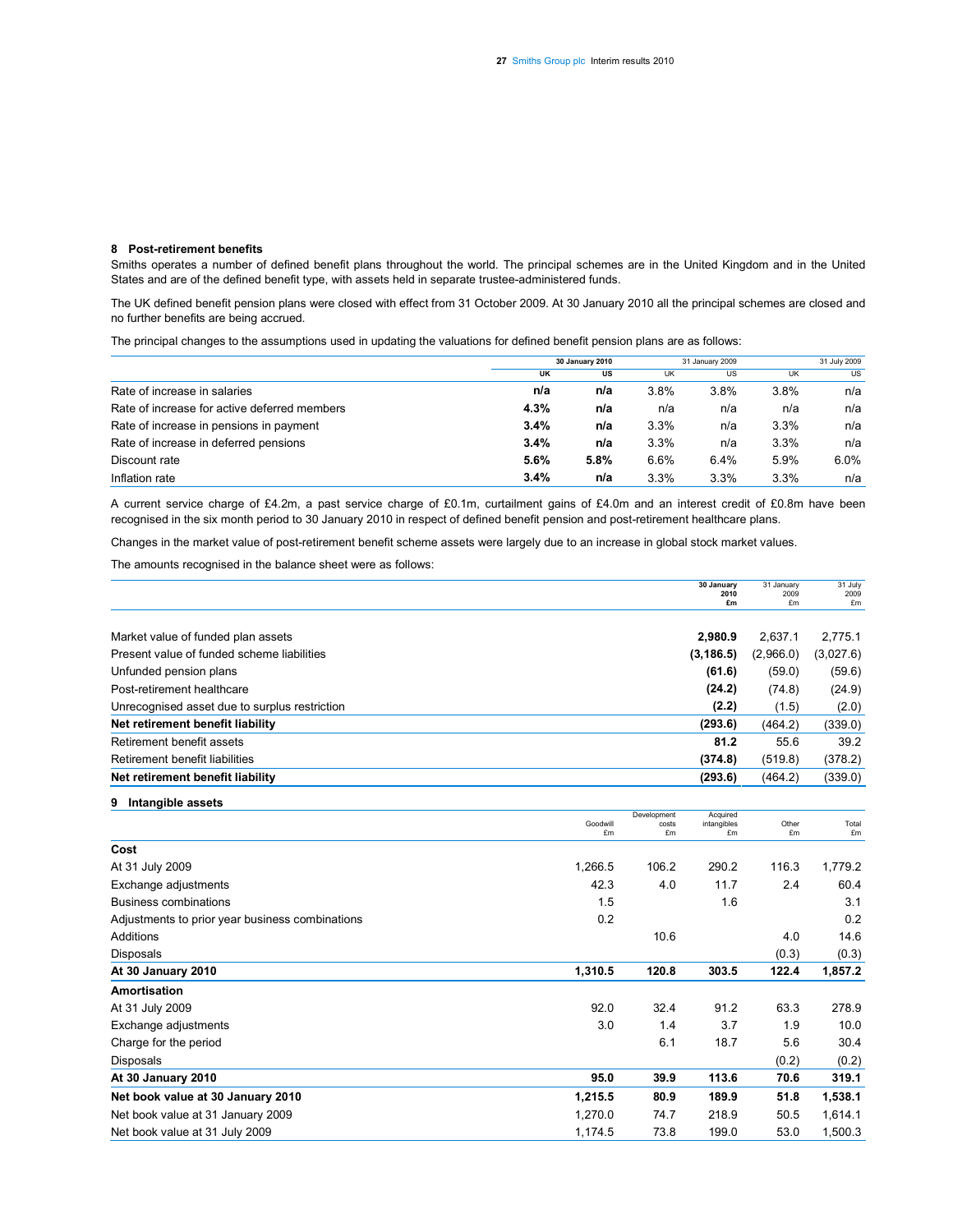## 8 Post-retirement benefits

Smiths operates a number of defined benefit plans throughout the world. The principal schemes are in the United Kingdom and in the United States and are of the defined benefit type, with assets held in separate trustee-administered funds.

The UK defined benefit pension plans were closed with effect from 31 October 2009. At 30 January 2010 all the principal schemes are closed and no further benefits are being accrued.

The principal changes to the assumptions used in updating the valuations for defined benefit pension plans are as follows:

| | **30 January 2010** | | 31 January 2009 | | 31 July 2009 | |
|---|---|---|---|---|---|---|
| | **UK** | **US** | UK | US | UK | US |
| Rate of increase in salaries | **n/a** | **n/a** | 3.8% | 3.8% | 3.8% | n/a |
| Rate of increase for active deferred members | **4.3%** | **n/a** | n/a | n/a | n/a | n/a |
| Rate of increase in pensions in payment | **3.4%** | **n/a** | 3.3% | n/a | 3.3% | n/a |
| Rate of increase in deferred pensions | **3.4%** | **n/a** | 3.3% | n/a | 3.3% | n/a |
| Discount rate | **5.6%** | **5.8%** | 6.6% | 6.4% | 5.9% | 6.0% |
| Inflation rate | **3.4%** | **n/a** | 3.3% | 3.3% | 3.3% | n/a |

A current service charge of £4.2m, a past service charge of £0.1m, curtailment gains of £4.0m and an interest credit of £0.8m have been recognised in the six month period to 30 January 2010 in respect of defined benefit pension and post-retirement healthcare plans.

Changes in the market value of post-retirement benefit scheme assets were largely due to an increase in global stock market values.

The amounts recognised in the balance sheet were as follows:

| | **30 January 2010 £m** | 31 January 2009 £m | 31 July 2009 £m |
|---|---|---|---|
| Market value of funded plan assets | **2,980.9** | 2,637.1 | 2,775.1 |
| Present value of funded scheme liabilities | **(3,186.5)** | (2,966.0) | (3,027.6) |
| Unfunded pension plans | **(61.6)** | (59.0) | (59.6) |
| Post-retirement healthcare | **(24.2)** | (74.8) | (24.9) |
| Unrecognised asset due to surplus restriction | **(2.2)** | (1.5) | (2.0) |
| **Net retirement benefit liability** | **(293.6)** | **(464.2)** | **(339.0)** |
| Retirement benefit assets | **81.2** | 55.6 | 39.2 |
| Retirement benefit liabilities | **(374.8)** | (519.8) | (378.2) |
| **Net retirement benefit liability** | **(293.6)** | **(464.2)** | **(339.0)** |

## 9 Intangible assets

| | Goodwill £m | Development costs £m | Acquired intangibles £m | Other £m | Total £m |
|---|---|---|---|---|---|
| **Cost** | | | | | |
| At 31 July 2009 | 1,266.5 | 106.2 | 290.2 | 116.3 | 1,779.2 |
| Exchange adjustments | 42.3 | 4.0 | 11.7 | 2.4 | 60.4 |
| Business combinations | 1.5 | | 1.6 | | 3.1 |
| Adjustments to prior year business combinations | 0.2 | | | | 0.2 |
| Additions | | 10.6 | | 4.0 | 14.6 |
| Disposals | | | | (0.3) | (0.3) |
| **At 30 January 2010** | **1,310.5** | **120.8** | **303.5** | **122.4** | **1,857.2** |
| **Amortisation** | | | | | |
| At 31 July 2009 | 92.0 | 32.4 | 91.2 | 63.3 | 278.9 |
| Exchange adjustments | 3.0 | 1.4 | 3.7 | 1.9 | 10.0 |
| Charge for the period | | 6.1 | 18.7 | 5.6 | 30.4 |
| Disposals | | | | (0.2) | (0.2) |
| **At 30 January 2010** | **95.0** | **39.9** | **113.6** | **70.6** | **319.1** |
| **Net book value at 30 January 2010** | **1,215.5** | **80.9** | **189.9** | **51.8** | **1,538.1** |
| Net book value at 31 January 2009 | 1,270.0 | 74.7 | 218.9 | 50.5 | 1,614.1 |
| Net book value at 31 July 2009 | 1,174.5 | 73.8 | 199.0 | 53.0 | 1,500.3 |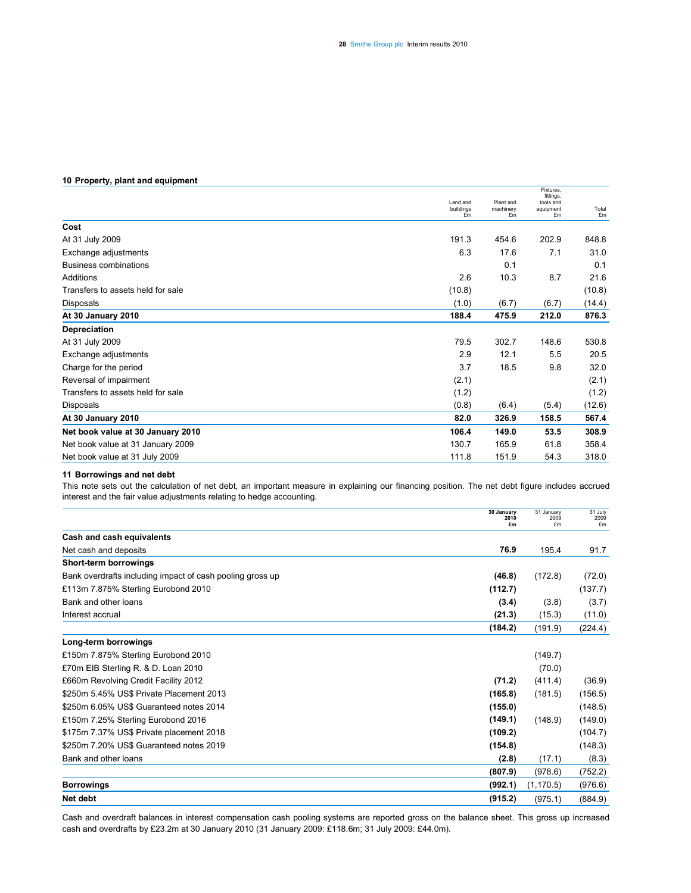## 10 Property, plant and equipment

| | Land and buildings £m | Plant and machinery £m | Fixtures, fittings, tools and equipment £m | Total £m |
|---|---|---|---|---|
| **Cost** | | | | |
| At 31 July 2009 | 191.3 | 454.6 | 202.9 | 848.8 |
| Exchange adjustments | 6.3 | 17.6 | 7.1 | 31.0 |
| Business combinations | | 0.1 | | 0.1 |
| Additions | 2.6 | 10.3 | 8.7 | 21.6 |
| Transfers to assets held for sale | (10.8) | | | (10.8) |
| Disposals | (1.0) | (6.7) | (6.7) | (14.4) |
| **At 30 January 2010** | **188.4** | **475.9** | **212.0** | **876.3** |
| **Depreciation** | | | | |
| At 31 July 2009 | 79.5 | 302.7 | 148.6 | 530.8 |
| Exchange adjustments | 2.9 | 12.1 | 5.5 | 20.5 |
| Charge for the period | 3.7 | 18.5 | 9.8 | 32.0 |
| Reversal of impairment | (2.1) | | | (2.1) |
| Transfers to assets held for sale | (1.2) | | | (1.2) |
| Disposals | (0.8) | (6.4) | (5.4) | (12.6) |
| **At 30 January 2010** | **82.0** | **326.9** | **158.5** | **567.4** |
| **Net book value at 30 January 2010** | **106.4** | **149.0** | **53.5** | **308.9** |
| Net book value at 31 January 2009 | 130.7 | 165.9 | 61.8 | 358.4 |
| Net book value at 31 July 2009 | 111.8 | 151.9 | 54.3 | 318.0 |

## 11 Borrowings and net debt

This note sets out the calculation of net debt, an important measure in explaining our financing position. The net debt figure includes accrued interest and the fair value adjustments relating to hedge accounting.

| | **30 January 2010 £m** | 31 January 2009 £m | 31 July 2009 £m |
|---|---|---|---|
| **Cash and cash equivalents** | | | |
| Net cash and deposits | **76.9** | 195.4 | 91.7 |
| **Short-term borrowings** | | | |
| Bank overdrafts including impact of cash pooling gross up | **(46.8)** | (172.8) | (72.0) |
| £113m 7.875% Sterling Eurobond 2010 | **(112.7)** | | (137.7) |
| Bank and other loans | **(3.4)** | (3.8) | (3.7) |
| Interest accrual | **(21.3)** | (15.3) | (11.0) |
| | **(184.2)** | (191.9) | (224.4) |
| **Long-term borrowings** | | | |
| £150m 7.875% Sterling Eurobond 2010 | | (149.7) | |
| £70m EIB Sterling R. & D. Loan 2010 | | (70.0) | |
| £660m Revolving Credit Facility 2012 | **(71.2)** | (411.4) | (36.9) |
| $250m 5.45% US$ Private Placement 2013 | **(165.8)** | (181.5) | (156.5) |
| $250m 6.05% US$ Guaranteed notes 2014 | **(155.0)** | | (148.5) |
| £150m 7.25% Sterling Eurobond 2016 | **(149.1)** | (148.9) | (149.0) |
| $175m 7.37% US$ Private placement 2018 | **(109.2)** | | (104.7) |
| $250m 7.20% US$ Guaranteed notes 2019 | **(154.8)** | | (148.3) |
| Bank and other loans | **(2.8)** | (17.1) | (8.3) |
| | **(807.9)** | (978.6) | (752.2) |
| **Borrowings** | **(992.1)** | (1,170.5) | (976.6) |
| **Net debt** | **(915.2)** | (975.1) | (884.9) |

Cash and overdraft balances in interest compensation cash pooling systems are reported gross on the balance sheet. This gross up increased cash and overdrafts by £23.2m at 30 January 2010 (31 January 2009: £118.6m; 31 July 2009: £44.0m).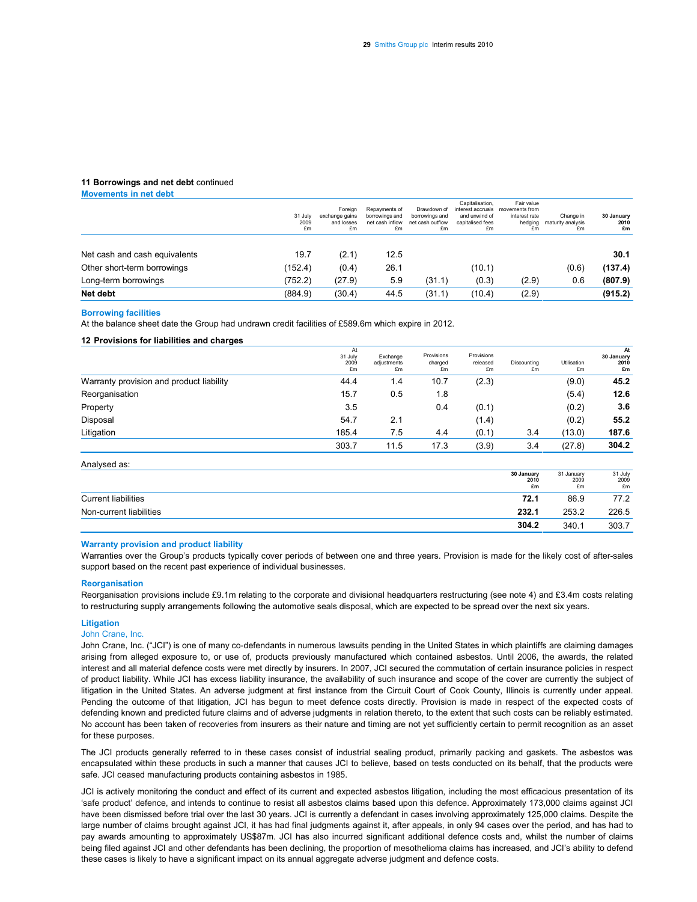## 11 Borrowings and net debt continued

### Movements in net debt

| | 31 July 2009 £m | Foreign exchange gains and losses £m | Repayments of borrowings and net cash inflow £m | Drawdown of borrowings and net cash outflow £m | Capitalisation, interest accruals and unwind of capitalised fees £m | Fair value movements from interest rate hedging £m | Change in maturity analysis £m | 30 January 2010 £m |
|---|---|---|---|---|---|---|---|---|
| Net cash and cash equivalents | 19.7 | (2.1) | 12.5 | | | | | **30.1** |
| Other short-term borrowings | (152.4) | (0.4) | 26.1 | | (10.1) | | (0.6) | **(137.4)** |
| Long-term borrowings | (752.2) | (27.9) | 5.9 | (31.1) | (0.3) | (2.9) | 0.6 | **(807.9)** |
| **Net debt** | (884.9) | (30.4) | 44.5 | (31.1) | (10.4) | (2.9) | | **(915.2)** |

### Borrowing facilities

At the balance sheet date the Group had undrawn credit facilities of £589.6m which expire in 2012.

## 12 Provisions for liabilities and charges

| | At 31 July 2009 £m | Exchange adjustments £m | Provisions charged £m | Provisions released £m | Discounting £m | Utilisation £m | At 30 January 2010 £m |
|---|---|---|---|---|---|---|---|
| Warranty provision and product liability | 44.4 | 1.4 | 10.7 | (2.3) | | (9.0) | **45.2** |
| Reorganisation | 15.7 | 0.5 | 1.8 | | | (5.4) | **12.6** |
| Property | 3.5 | | 0.4 | (0.1) | | (0.2) | **3.6** |
| Disposal | 54.7 | 2.1 | | (1.4) | | (0.2) | **55.2** |
| Litigation | 185.4 | 7.5 | 4.4 | (0.1) | 3.4 | (13.0) | **187.6** |
| | 303.7 | 11.5 | 17.3 | (3.9) | 3.4 | (27.8) | **304.2** |

Analysed as:

| | 30 January 2010 £m | 31 January 2009 £m | 31 July 2009 £m |
|---|---|---|---|
| Current liabilities | **72.1** | 86.9 | 77.2 |
| Non-current liabilities | **232.1** | 253.2 | 226.5 |
| | **304.2** | 340.1 | 303.7 |

### Warranty provision and product liability

Warranties over the Group's products typically cover periods of between one and three years. Provision is made for the likely cost of after-sales support based on the recent past experience of individual businesses.

### Reorganisation

Reorganisation provisions include £9.1m relating to the corporate and divisional headquarters restructuring (see note 4) and £3.4m costs relating to restructuring supply arrangements following the automotive seals disposal, which are expected to be spread over the next six years.

### Litigation

#### John Crane, Inc.

John Crane, Inc. ("JCI") is one of many co-defendants in numerous lawsuits pending in the United States in which plaintiffs are claiming damages arising from alleged exposure to, or use of, products previously manufactured which contained asbestos. Until 2006, the awards, the related interest and all material defence costs were met directly by insurers. In 2007, JCI secured the commutation of certain insurance policies in respect of product liability. While JCI has excess liability insurance, the availability of such insurance and scope of the cover are currently the subject of litigation in the United States. An adverse judgment at first instance from the Circuit Court of Cook County, Illinois is currently under appeal. Pending the outcome of that litigation, JCI has begun to meet defence costs directly. Provision is made in respect of the expected costs of defending known and predicted future claims and of adverse judgments in relation thereto, to the extent that such costs can be reliably estimated. No account has been taken of recoveries from insurers as their nature and timing are not yet sufficiently certain to permit recognition as an asset for these purposes.

The JCI products generally referred to in these cases consist of industrial sealing product, primarily packing and gaskets. The asbestos was encapsulated within these products in such a manner that causes JCI to believe, based on tests conducted on its behalf, that the products were safe. JCI ceased manufacturing products containing asbestos in 1985.

JCI is actively monitoring the conduct and effect of its current and expected asbestos litigation, including the most efficacious presentation of its 'safe product' defence, and intends to continue to resist all asbestos claims based upon this defence. Approximately 173,000 claims against JCI have been dismissed before trial over the last 30 years. JCI is currently a defendant in cases involving approximately 125,000 claims. Despite the large number of claims brought against JCI, it has had final judgments against it, after appeals, in only 94 cases over the period, and has had to pay awards amounting to approximately US$87m. JCI has also incurred significant additional defence costs and, whilst the number of claims being filed against JCI and other defendants has been declining, the proportion of mesothelioma claims has increased, and JCI's ability to defend these cases is likely to have a significant impact on its annual aggregate adverse judgment and defence costs.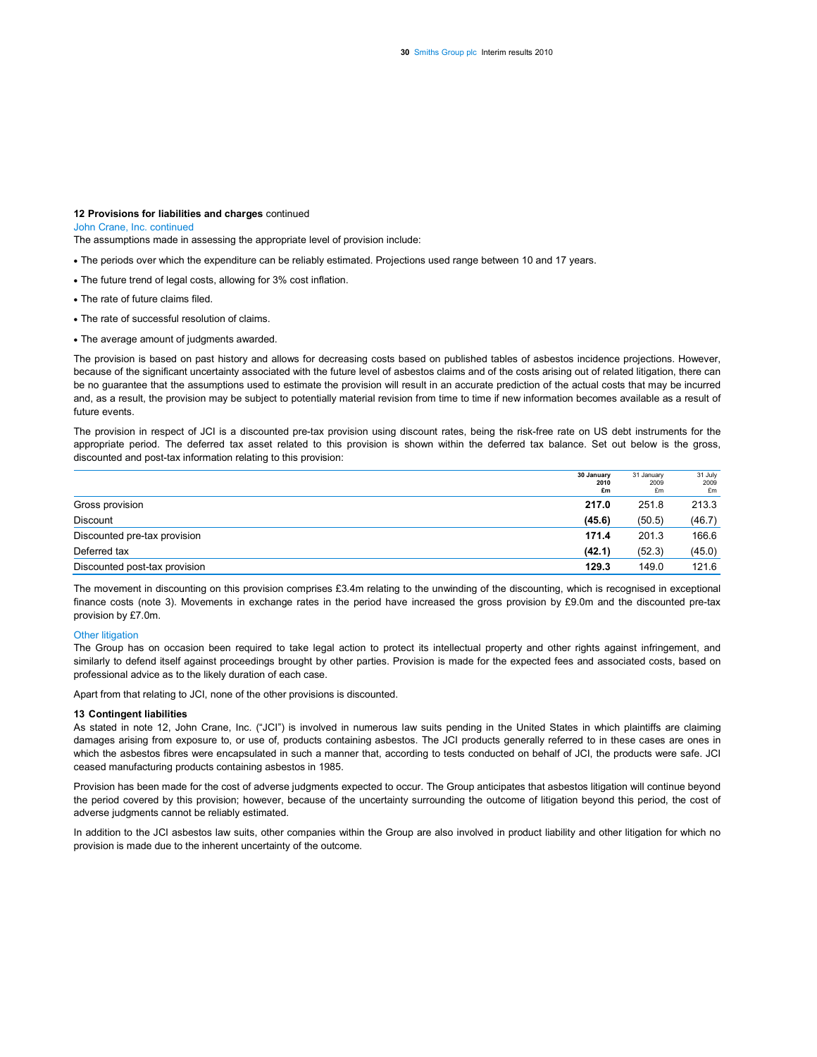**12 Provisions for liabilities and charges** continued

John Crane, Inc. continued

The assumptions made in assessing the appropriate level of provision include:

- The periods over which the expenditure can be reliably estimated. Projections used range between 10 and 17 years.
- The future trend of legal costs, allowing for 3% cost inflation.
- The rate of future claims filed.
- The rate of successful resolution of claims.
- The average amount of judgments awarded.

The provision is based on past history and allows for decreasing costs based on published tables of asbestos incidence projections. However, because of the significant uncertainty associated with the future level of asbestos claims and of the costs arising out of related litigation, there can be no guarantee that the assumptions used to estimate the provision will result in an accurate prediction of the actual costs that may be incurred and, as a result, the provision may be subject to potentially material revision from time to time if new information becomes available as a result of future events.

The provision in respect of JCI is a discounted pre-tax provision using discount rates, being the risk-free rate on US debt instruments for the appropriate period. The deferred tax asset related to this provision is shown within the deferred tax balance. Set out below is the gross, discounted and post-tax information relating to this provision:

| | **30 January 2010 £m** | 31 January 2009 £m | 31 July 2009 £m |
|---|---|---|---|
| Gross provision | **217.0** | 251.8 | 213.3 |
| Discount | **(45.6)** | (50.5) | (46.7) |
| Discounted pre-tax provision | **171.4** | 201.3 | 166.6 |
| Deferred tax | **(42.1)** | (52.3) | (45.0) |
| Discounted post-tax provision | **129.3** | 149.0 | 121.6 |

The movement in discounting on this provision comprises £3.4m relating to the unwinding of the discounting, which is recognised in exceptional finance costs (note 3). Movements in exchange rates in the period have increased the gross provision by £9.0m and the discounted pre-tax provision by £7.0m.

Other litigation

The Group has on occasion been required to take legal action to protect its intellectual property and other rights against infringement, and similarly to defend itself against proceedings brought by other parties. Provision is made for the expected fees and associated costs, based on professional advice as to the likely duration of each case.

Apart from that relating to JCI, none of the other provisions is discounted.

**13 Contingent liabilities**

As stated in note 12, John Crane, Inc. ("JCI") is involved in numerous law suits pending in the United States in which plaintiffs are claiming damages arising from exposure to, or use of, products containing asbestos. The JCI products generally referred to in these cases are ones in which the asbestos fibres were encapsulated in such a manner that, according to tests conducted on behalf of JCI, the products were safe. JCI ceased manufacturing products containing asbestos in 1985.

Provision has been made for the cost of adverse judgments expected to occur. The Group anticipates that asbestos litigation will continue beyond the period covered by this provision; however, because of the uncertainty surrounding the outcome of litigation beyond this period, the cost of adverse judgments cannot be reliably estimated.

In addition to the JCI asbestos law suits, other companies within the Group are also involved in product liability and other litigation for which no provision is made due to the inherent uncertainty of the outcome.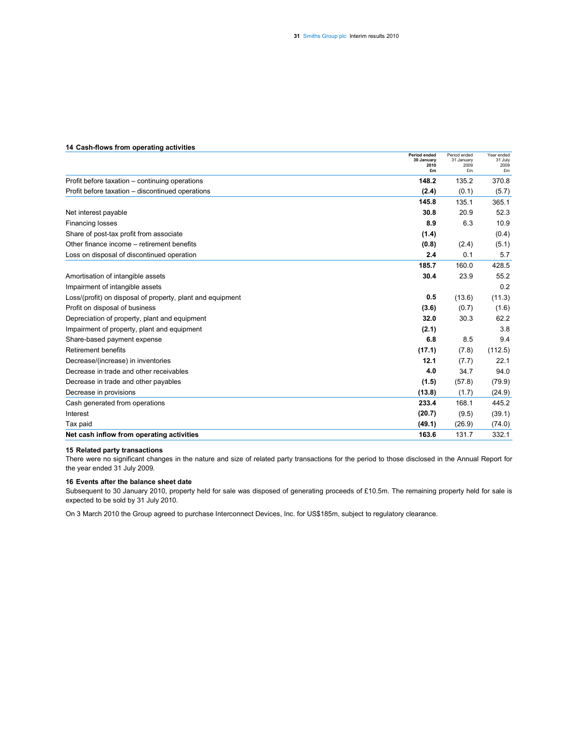### 14 Cash-flows from operating activities

| | Period ended 30 January 2010 £m | Period ended 31 January 2009 £m | Year ended 31 July 2009 £m |
|---|---|---|---|
| Profit before taxation – continuing operations | **148.2** | 135.2 | 370.8 |
| Profit before taxation – discontinued operations | **(2.4)** | (0.1) | (5.7) |
| | **145.8** | 135.1 | 365.1 |
| Net interest payable | **30.8** | 20.9 | 52.3 |
| Financing losses | **8.9** | 6.3 | 10.9 |
| Share of post-tax profit from associate | **(1.4)** | | (0.4) |
| Other finance income – retirement benefits | **(0.8)** | (2.4) | (5.1) |
| Loss on disposal of discontinued operation | **2.4** | 0.1 | 5.7 |
| | **185.7** | 160.0 | 428.5 |
| Amortisation of intangible assets | **30.4** | 23.9 | 55.2 |
| Impairment of intangible assets | | | 0.2 |
| Loss/(profit) on disposal of property, plant and equipment | **0.5** | (13.6) | (11.3) |
| Profit on disposal of business | **(3.6)** | (0.7) | (1.6) |
| Depreciation of property, plant and equipment | **32.0** | 30.3 | 62.2 |
| Impairment of property, plant and equipment | **(2.1)** | | 3.8 |
| Share-based payment expense | **6.8** | 8.5 | 9.4 |
| Retirement benefits | **(17.1)** | (7.8) | (112.5) |
| Decrease/(increase) in inventories | **12.1** | (7.7) | 22.1 |
| Decrease in trade and other receivables | **4.0** | 34.7 | 94.0 |
| Decrease in trade and other payables | **(1.5)** | (57.8) | (79.9) |
| Decrease in provisions | **(13.8)** | (1.7) | (24.9) |
| Cash generated from operations | **233.4** | 168.1 | 445.2 |
| Interest | **(20.7)** | (9.5) | (39.1) |
| Tax paid | **(49.1)** | (26.9) | (74.0) |
| **Net cash inflow from operating activities** | **163.6** | 131.7 | 332.1 |

### 15 Related party transactions

There were no significant changes in the nature and size of related party transactions for the period to those disclosed in the Annual Report for the year ended 31 July 2009.

### 16 Events after the balance sheet date

Subsequent to 30 January 2010, property held for sale was disposed of generating proceeds of £10.5m. The remaining property held for sale is expected to be sold by 31 July 2010.

On 3 March 2010 the Group agreed to purchase Interconnect Devices, Inc. for US$185m, subject to regulatory clearance.